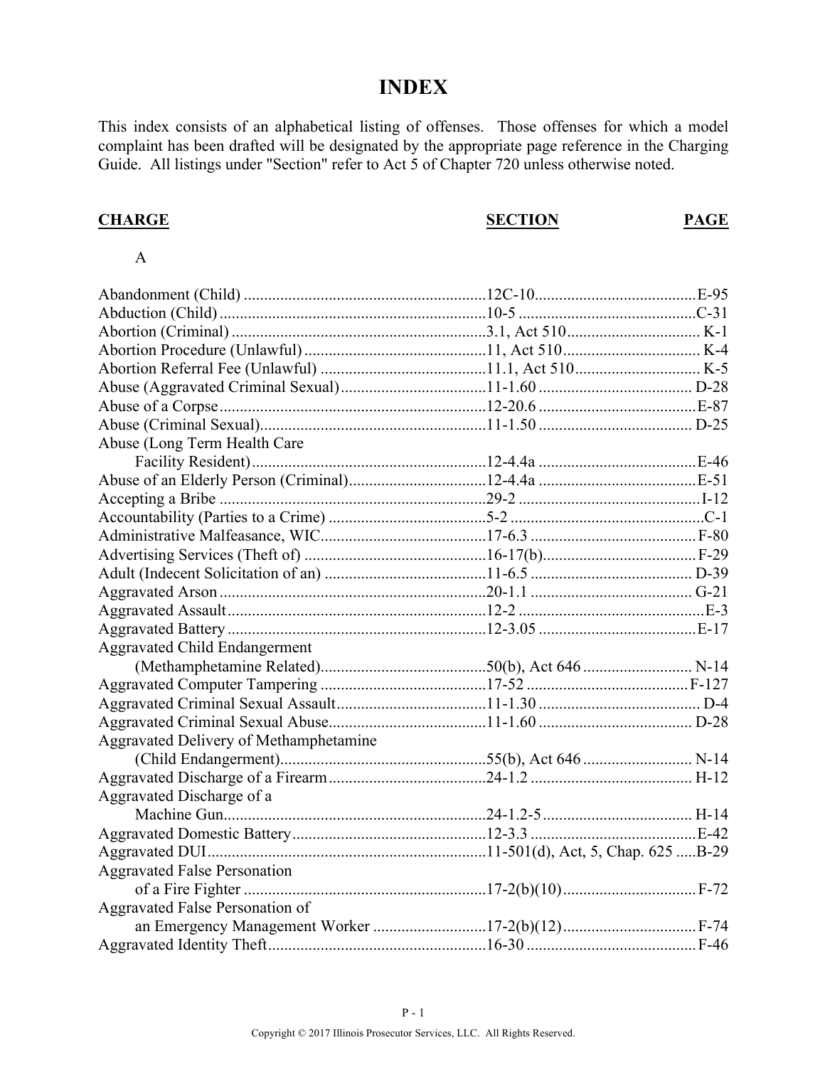# INDEX

This index consists of an alphabetical listing of offenses. Those offenses for which a model complaint has been drafted will be designated by the appropriate page reference in the Charging Guide. All listings under "Section" refer to Act 5 of Chapter 720 unless otherwise noted.

| CHARGE | SECTION | PAGE |
|---|---|---|
| **A** | | |
| Abandonment (Child) | 12C-10 | E-95 |
| Abduction (Child) | 10-5 | C-31 |
| Abortion (Criminal) | 3.1, Act 510 | K-1 |
| Abortion Procedure (Unlawful) | 11, Act 510 | K-4 |
| Abortion Referral Fee (Unlawful) | 11.1, Act 510 | K-5 |
| Abuse (Aggravated Criminal Sexual) | 11-1.60 | D-28 |
| Abuse of a Corpse | 12-20.6 | E-87 |
| Abuse (Criminal Sexual) | 11-1.50 | D-25 |
| Abuse (Long Term Health Care Facility Resident) | 12-4.4a | E-46 |
| Abuse of an Elderly Person (Criminal) | 12-4.4a | E-51 |
| Accepting a Bribe | 29-2 | I-12 |
| Accountability (Parties to a Crime) | 5-2 | C-1 |
| Administrative Malfeasance, WIC | 17-6.3 | F-80 |
| Advertising Services (Theft of) | 16-17(b) | F-29 |
| Adult (Indecent Solicitation of an) | 11-6.5 | D-39 |
| Aggravated Arson | 20-1.1 | G-21 |
| Aggravated Assault | 12-2 | E-3 |
| Aggravated Battery | 12-3.05 | E-17 |
| Aggravated Child Endangerment (Methamphetamine Related) | 50(b), Act 646 | N-14 |
| Aggravated Computer Tampering | 17-52 | F-127 |
| Aggravated Criminal Sexual Assault | 11-1.30 | D-4 |
| Aggravated Criminal Sexual Abuse | 11-1.60 | D-28 |
| Aggravated Delivery of Methamphetamine (Child Endangerment) | 55(b), Act 646 | N-14 |
| Aggravated Discharge of a Firearm | 24-1.2 | H-12 |
| Aggravated Discharge of a Machine Gun | 24-1.2-5 | H-14 |
| Aggravated Domestic Battery | 12-3.3 | E-42 |
| Aggravated DUI | 11-501(d), Act, 5, Chap. 625 | B-29 |
| Aggravated False Personation of a Fire Fighter | 17-2(b)(10) | F-72 |
| Aggravated False Personation of an Emergency Management Worker | 17-2(b)(12) | F-74 |
| Aggravated Identity Theft | 16-30 | F-46 |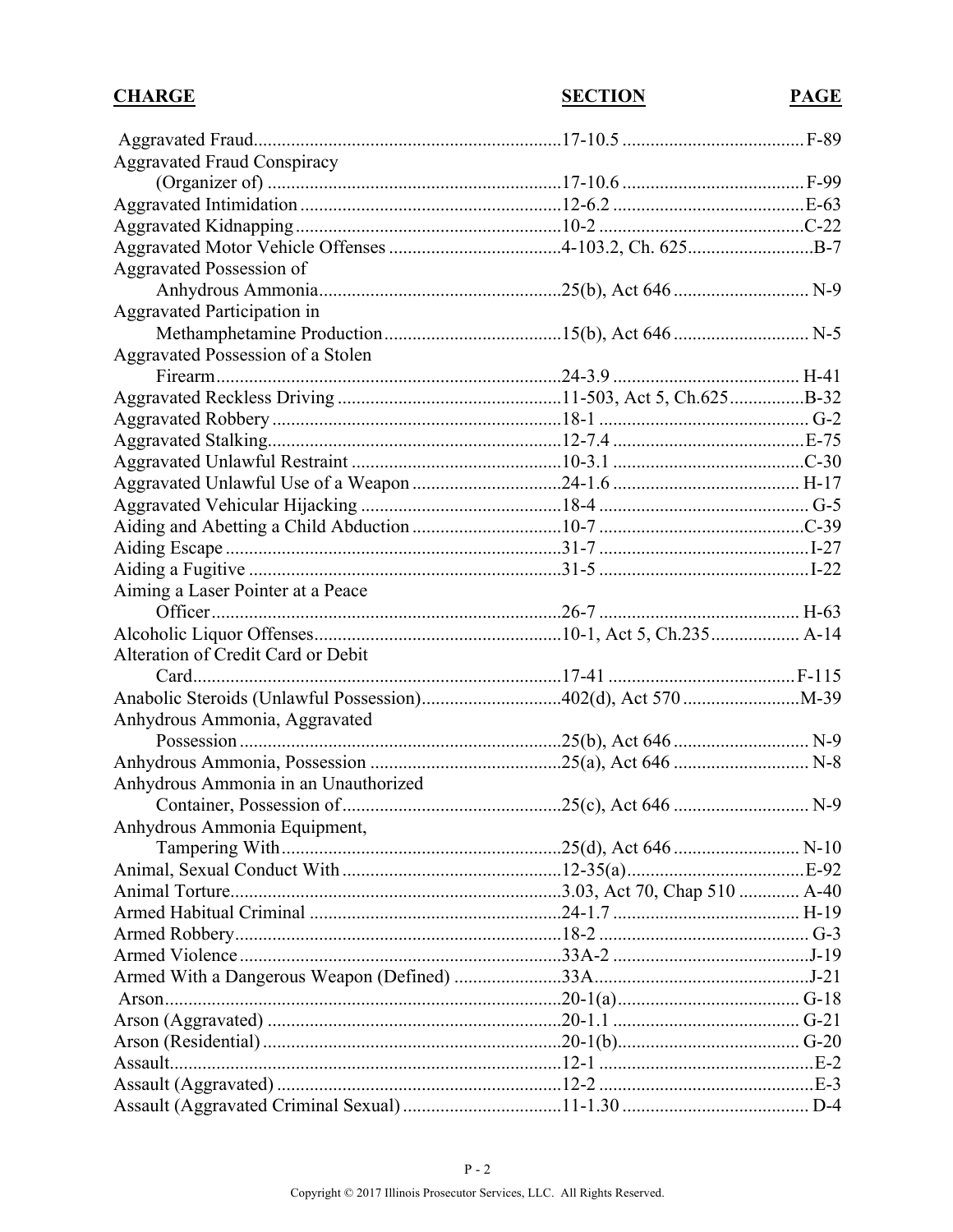| CHARGE | SECTION | PAGE |
|---|---|---|
| Aggravated Fraud | 17-10.5 | F-89 |
| Aggravated Fraud Conspiracy (Organizer of) | 17-10.6 | F-99 |
| Aggravated Intimidation | 12-6.2 | E-63 |
| Aggravated Kidnapping | 10-2 | C-22 |
| Aggravated Motor Vehicle Offenses | 4-103.2, Ch. 625 | B-7 |
| Aggravated Possession of Anhydrous Ammonia | 25(b), Act 646 | N-9 |
| Aggravated Participation in Methamphetamine Production | 15(b), Act 646 | N-5 |
| Aggravated Possession of a Stolen Firearm | 24-3.9 | H-41 |
| Aggravated Reckless Driving | 11-503, Act 5, Ch.625 | B-32 |
| Aggravated Robbery | 18-1 | G-2 |
| Aggravated Stalking | 12-7.4 | E-75 |
| Aggravated Unlawful Restraint | 10-3.1 | C-30 |
| Aggravated Unlawful Use of a Weapon | 24-1.6 | H-17 |
| Aggravated Vehicular Hijacking | 18-4 | G-5 |
| Aiding and Abetting a Child Abduction | 10-7 | C-39 |
| Aiding Escape | 31-7 | I-27 |
| Aiding a Fugitive | 31-5 | I-22 |
| Aiming a Laser Pointer at a Peace Officer | 26-7 | H-63 |
| Alcoholic Liquor Offenses | 10-1, Act 5, Ch.235 | A-14 |
| Alteration of Credit Card or Debit Card | 17-41 | F-115 |
| Anabolic Steroids (Unlawful Possession) | 402(d), Act 570 | M-39 |
| Anhydrous Ammonia, Aggravated Possession | 25(b), Act 646 | N-9 |
| Anhydrous Ammonia, Possession | 25(a), Act 646 | N-8 |
| Anhydrous Ammonia in an Unauthorized Container, Possession of | 25(c), Act 646 | N-9 |
| Anhydrous Ammonia Equipment, Tampering With | 25(d), Act 646 | N-10 |
| Animal, Sexual Conduct With | 12-35(a) | E-92 |
| Animal Torture | 3.03, Act 70, Chap 510 | A-40 |
| Armed Habitual Criminal | 24-1.7 | H-19 |
| Armed Robbery | 18-2 | G-3 |
| Armed Violence | 33A-2 | J-19 |
| Armed With a Dangerous Weapon (Defined) | 33A | J-21 |
| Arson | 20-1(a) | G-18 |
| Arson (Aggravated) | 20-1.1 | G-21 |
| Arson (Residential) | 20-1(b) | G-20 |
| Assault | 12-1 | E-2 |
| Assault (Aggravated) | 12-2 | E-3 |
| Assault (Aggravated Criminal Sexual) | 11-1.30 | D-4 |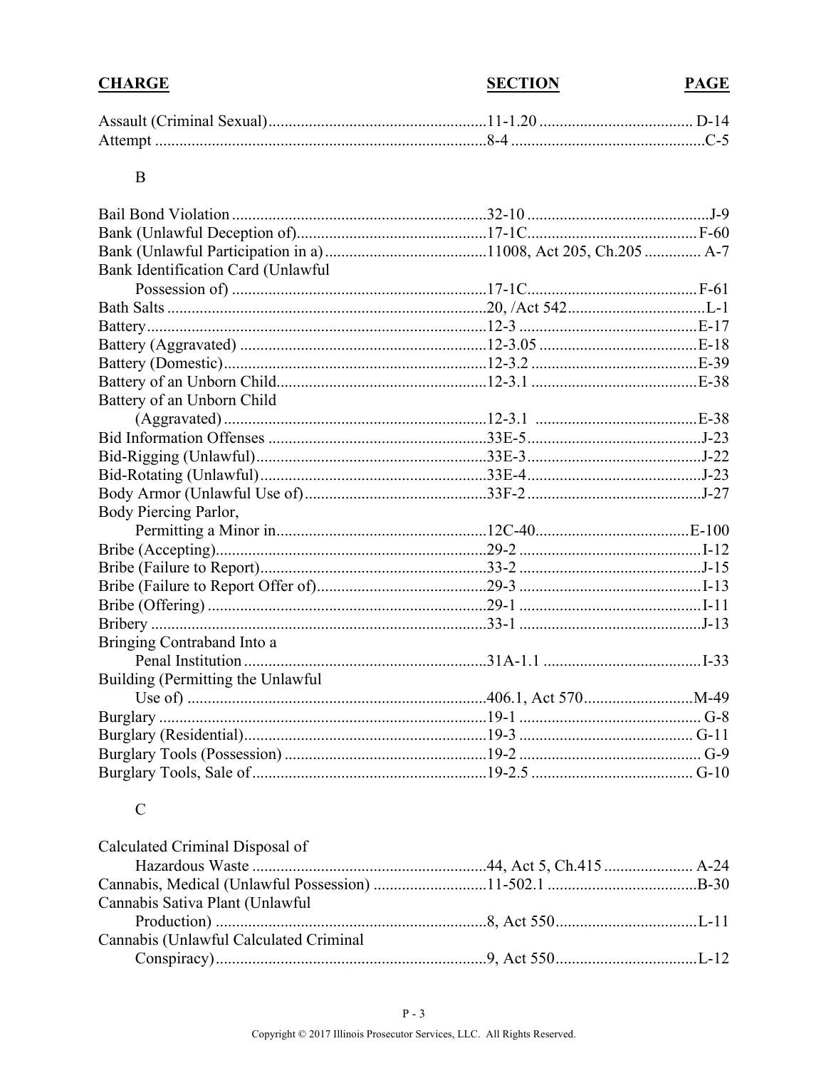| CHARGE | SECTION | PAGE |
|---|---|---|
| Assault (Criminal Sexual) | 11-1.20 | D-14 |
| Attempt | 8-4 | C-5 |
| **B** | | |
| Bail Bond Violation | 32-10 | J-9 |
| Bank (Unlawful Deception of) | 17-1C | F-60 |
| Bank (Unlawful Participation in a) | 11008, Act 205, Ch.205 | A-7 |
| Bank Identification Card (Unlawful Possession of) | 17-1C | F-61 |
| Bath Salts | 20, /Act 542 | L-1 |
| Battery | 12-3 | E-17 |
| Battery (Aggravated) | 12-3.05 | E-18 |
| Battery (Domestic) | 12-3.2 | E-39 |
| Battery of an Unborn Child | 12-3.1 | E-38 |
| Battery of an Unborn Child (Aggravated) | 12-3.1 | E-38 |
| Bid Information Offenses | 33E-5 | J-23 |
| Bid-Rigging (Unlawful) | 33E-3 | J-22 |
| Bid-Rotating (Unlawful) | 33E-4 | J-23 |
| Body Armor (Unlawful Use of) | 33F-2 | J-27 |
| Body Piercing Parlor, Permitting a Minor in | 12C-40 | E-100 |
| Bribe (Accepting) | 29-2 | I-12 |
| Bribe (Failure to Report) | 33-2 | J-15 |
| Bribe (Failure to Report Offer of) | 29-3 | I-13 |
| Bribe (Offering) | 29-1 | I-11 |
| Bribery | 33-1 | J-13 |
| Bringing Contraband Into a Penal Institution | 31A-1.1 | I-33 |
| Building (Permitting the Unlawful Use of) | 406.1, Act 570 | M-49 |
| Burglary | 19-1 | G-8 |
| Burglary (Residential) | 19-3 | G-11 |
| Burglary Tools (Possession) | 19-2 | G-9 |
| Burglary Tools, Sale of | 19-2.5 | G-10 |
| **C** | | |
| Calculated Criminal Disposal of Hazardous Waste | 44, Act 5, Ch.415 | A-24 |
| Cannabis, Medical (Unlawful Possession) | 11-502.1 | B-30 |
| Cannabis Sativa Plant (Unlawful Production) | 8, Act 550 | L-11 |
| Cannabis (Unlawful Calculated Criminal Conspiracy) | 9, Act 550 | L-12 |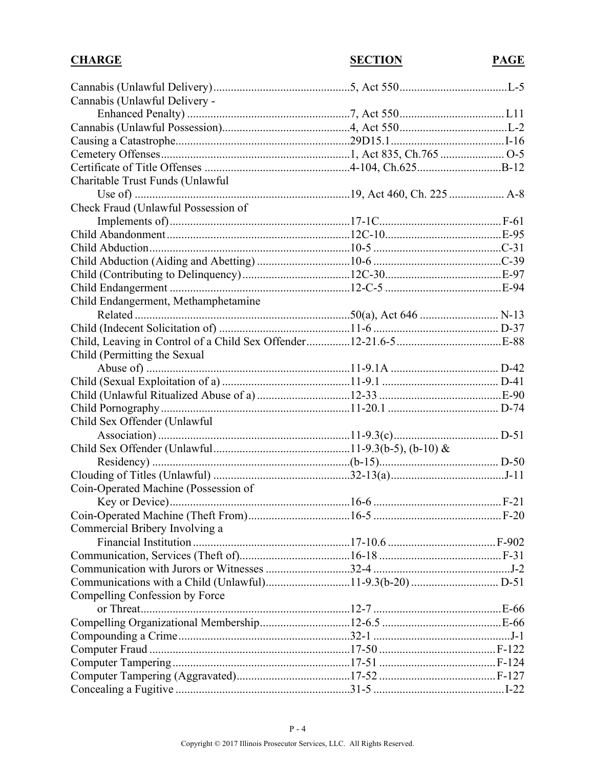| CHARGE | SECTION | PAGE |
|---|---|---|
| Cannabis (Unlawful Delivery) | 5, Act 550 | L-5 |
| Cannabis (Unlawful Delivery - Enhanced Penalty) | 7, Act 550 | L11 |
| Cannabis (Unlawful Possession) | 4, Act 550 | L-2 |
| Causing a Catastrophe | 29D15.1 | I-16 |
| Cemetery Offenses | 1, Act 835, Ch.765 | O-5 |
| Certificate of Title Offenses | 4-104, Ch.625 | B-12 |
| Charitable Trust Funds (Unlawful Use of) | 19, Act 460, Ch. 225 | A-8 |
| Check Fraud (Unlawful Possession of Implements of) | 17-1C | F-61 |
| Child Abandonment | 12C-10 | E-95 |
| Child Abduction | 10-5 | C-31 |
| Child Abduction (Aiding and Abetting) | 10-6 | C-39 |
| Child (Contributing to Delinquency) | 12C-30 | E-97 |
| Child Endangerment | 12-C-5 | E-94 |
| Child Endangerment, Methamphetamine Related | 50(a), Act 646 | N-13 |
| Child (Indecent Solicitation of) | 11-6 | D-37 |
| Child, Leaving in Control of a Child Sex Offender | 12-21.6-5 | E-88 |
| Child (Permitting the Sexual Abuse of) | 11-9.1A | D-42 |
| Child (Sexual Exploitation of a) | 11-9.1 | D-41 |
| Child (Unlawful Ritualized Abuse of a) | 12-33 | E-90 |
| Child Pornography | 11-20.1 | D-74 |
| Child Sex Offender (Unlawful Association) | 11-9.3(c) | D-51 |
| Child Sex Offender (Unlawful Residency) | 11-9.3(b-5), (b-10) & (b-15) | D-50 |
| Clouding of Titles (Unlawful) | 32-13(a) | J-11 |
| Coin-Operated Machine (Possession of Key or Device) | 16-6 | F-21 |
| Coin-Operated Machine (Theft From) | 16-5 | F-20 |
| Commercial Bribery Involving a Financial Institution | 17-10.6 | F-902 |
| Communication, Services (Theft of) | 16-18 | F-31 |
| Communication with Jurors or Witnesses | 32-4 | J-2 |
| Communications with a Child (Unlawful) | 11-9.3(b-20) | D-51 |
| Compelling Confession by Force or Threat | 12-7 | E-66 |
| Compelling Organizational Membership | 12-6.5 | E-66 |
| Compounding a Crime | 32-1 | J-1 |
| Computer Fraud | 17-50 | F-122 |
| Computer Tampering | 17-51 | F-124 |
| Computer Tampering (Aggravated) | 17-52 | F-127 |
| Concealing a Fugitive | 31-5 | I-22 |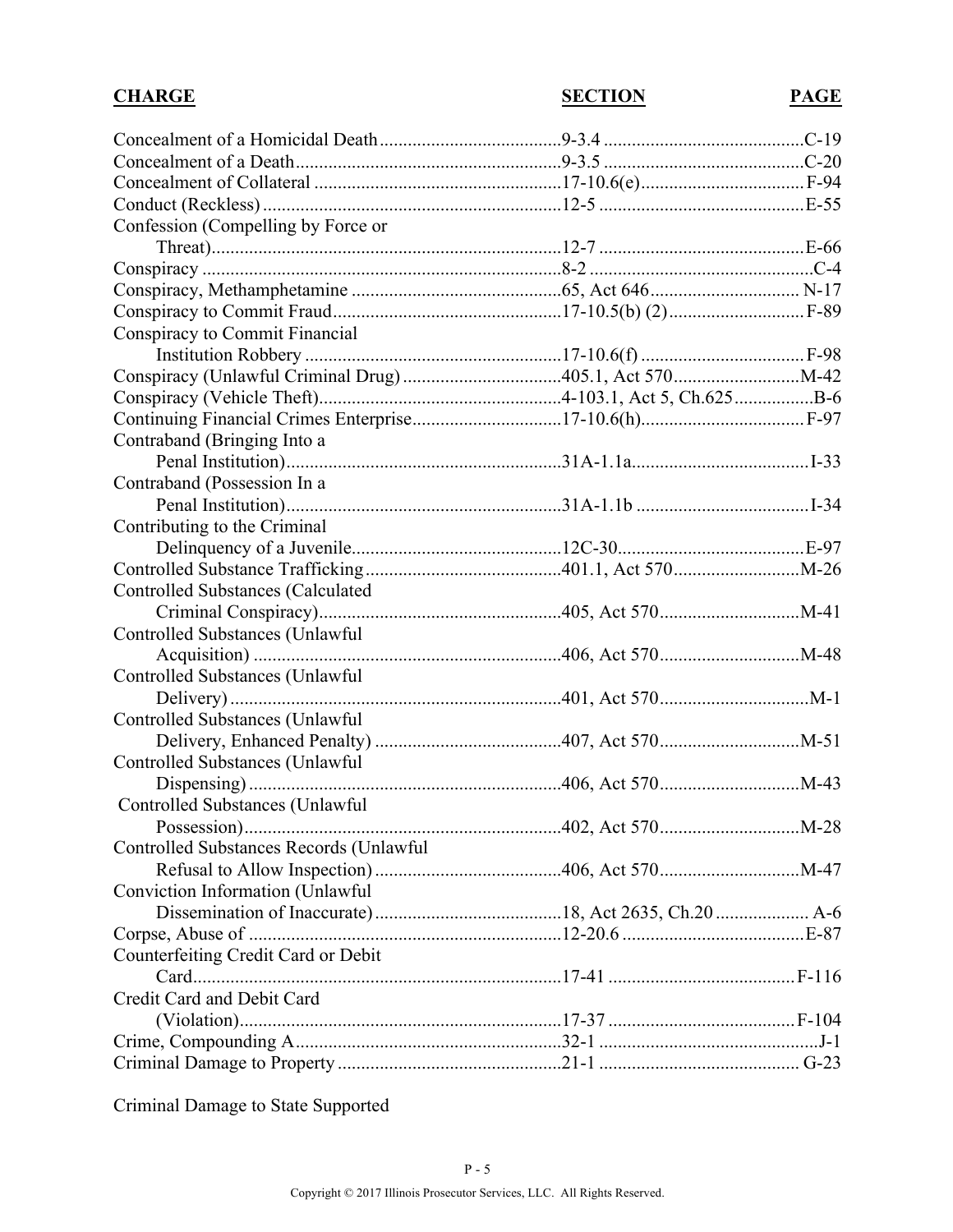| CHARGE | SECTION | PAGE |
|---|---|---|
| Concealment of a Homicidal Death | 9-3.4 | C-19 |
| Concealment of a Death | 9-3.5 | C-20 |
| Concealment of Collateral | 17-10.6(e) | F-94 |
| Conduct (Reckless) | 12-5 | E-55 |
| Confession (Compelling by Force or Threat) | 12-7 | E-66 |
| Conspiracy | 8-2 | C-4 |
| Conspiracy, Methamphetamine | 65, Act 646 | N-17 |
| Conspiracy to Commit Fraud | 17-10.5(b) (2) | F-89 |
| Conspiracy to Commit Financial Institution Robbery | 17-10.6(f) | F-98 |
| Conspiracy (Unlawful Criminal Drug) | 405.1, Act 570 | M-42 |
| Conspiracy (Vehicle Theft) | 4-103.1, Act 5, Ch.625 | B-6 |
| Continuing Financial Crimes Enterprise | 17-10.6(h) | F-97 |
| Contraband (Bringing Into a Penal Institution) | 31A-1.1a | I-33 |
| Contraband (Possession In a Penal Institution) | 31A-1.1b | I-34 |
| Contributing to the Criminal Delinquency of a Juvenile | 12C-30 | E-97 |
| Controlled Substance Trafficking | 401.1, Act 570 | M-26 |
| Controlled Substances (Calculated Criminal Conspiracy) | 405, Act 570 | M-41 |
| Controlled Substances (Unlawful Acquisition) | 406, Act 570 | M-48 |
| Controlled Substances (Unlawful Delivery) | 401, Act 570 | M-1 |
| Controlled Substances (Unlawful Delivery, Enhanced Penalty) | 407, Act 570 | M-51 |
| Controlled Substances (Unlawful Dispensing) | 406, Act 570 | M-43 |
| Controlled Substances (Unlawful Possession) | 402, Act 570 | M-28 |
| Controlled Substances Records (Unlawful Refusal to Allow Inspection) | 406, Act 570 | M-47 |
| Conviction Information (Unlawful Dissemination of Inaccurate) | 18, Act 2635, Ch.20 | A-6 |
| Corpse, Abuse of | 12-20.6 | E-87 |
| Counterfeiting Credit Card or Debit Card | 17-41 | F-116 |
| Credit Card and Debit Card (Violation) | 17-37 | F-104 |
| Crime, Compounding A | 32-1 | J-1 |
| Criminal Damage to Property | 21-1 | G-23 |

Criminal Damage to State Supported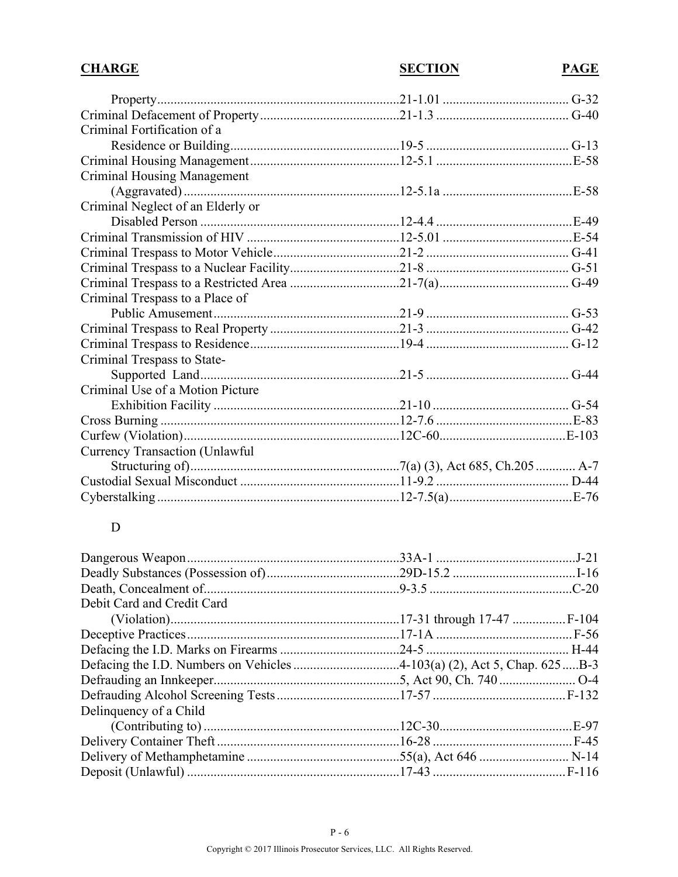| **CHARGE** | **SECTION** | **PAGE** |
|---|---|---|
| Property | 21-1.01 | G-32 |
| Criminal Defacement of Property | 21-1.3 | G-40 |
| Criminal Fortification of a Residence or Building | 19-5 | G-13 |
| Criminal Housing Management | 12-5.1 | E-58 |
| Criminal Housing Management (Aggravated) | 12-5.1a | E-58 |
| Criminal Neglect of an Elderly or Disabled Person | 12-4.4 | E-49 |
| Criminal Transmission of HIV | 12-5.01 | E-54 |
| Criminal Trespass to Motor Vehicle | 21-2 | G-41 |
| Criminal Trespass to a Nuclear Facility | 21-8 | G-51 |
| Criminal Trespass to a Restricted Area | 21-7(a) | G-49 |
| Criminal Trespass to a Place of Public Amusement | 21-9 | G-53 |
| Criminal Trespass to Real Property | 21-3 | G-42 |
| Criminal Trespass to Residence | 19-4 | G-12 |
| Criminal Trespass to State-Supported Land | 21-5 | G-44 |
| Criminal Use of a Motion Picture Exhibition Facility | 21-10 | G-54 |
| Cross Burning | 12-7.6 | E-83 |
| Curfew (Violation) | 12C-60 | E-103 |
| Currency Transaction (Unlawful Structuring of) | 7(a) (3), Act 685, Ch.205 | A-7 |
| Custodial Sexual Misconduct | 11-9.2 | D-44 |
| Cyberstalking | 12-7.5(a) | E-76 |

D

| **CHARGE** | **SECTION** | **PAGE** |
|---|---|---|
| Dangerous Weapon | 33A-1 | J-21 |
| Deadly Substances (Possession of) | 29D-15.2 | I-16 |
| Death, Concealment of | 9-3.5 | C-20 |
| Debit Card and Credit Card (Violation) | 17-31 through 17-47 | F-104 |
| Deceptive Practices | 17-1A | F-56 |
| Defacing the I.D. Marks on Firearms | 24-5 | H-44 |
| Defacing the I.D. Numbers on Vehicles | 4-103(a) (2), Act 5, Chap. 625 | B-3 |
| Defrauding an Innkeeper | 5, Act 90, Ch. 740 | O-4 |
| Defrauding Alcohol Screening Tests | 17-57 | F-132 |
| Delinquency of a Child (Contributing to) | 12C-30 | E-97 |
| Delivery Container Theft | 16-28 | F-45 |
| Delivery of Methamphetamine | 55(a), Act 646 | N-14 |
| Deposit (Unlawful) | 17-43 | F-116 |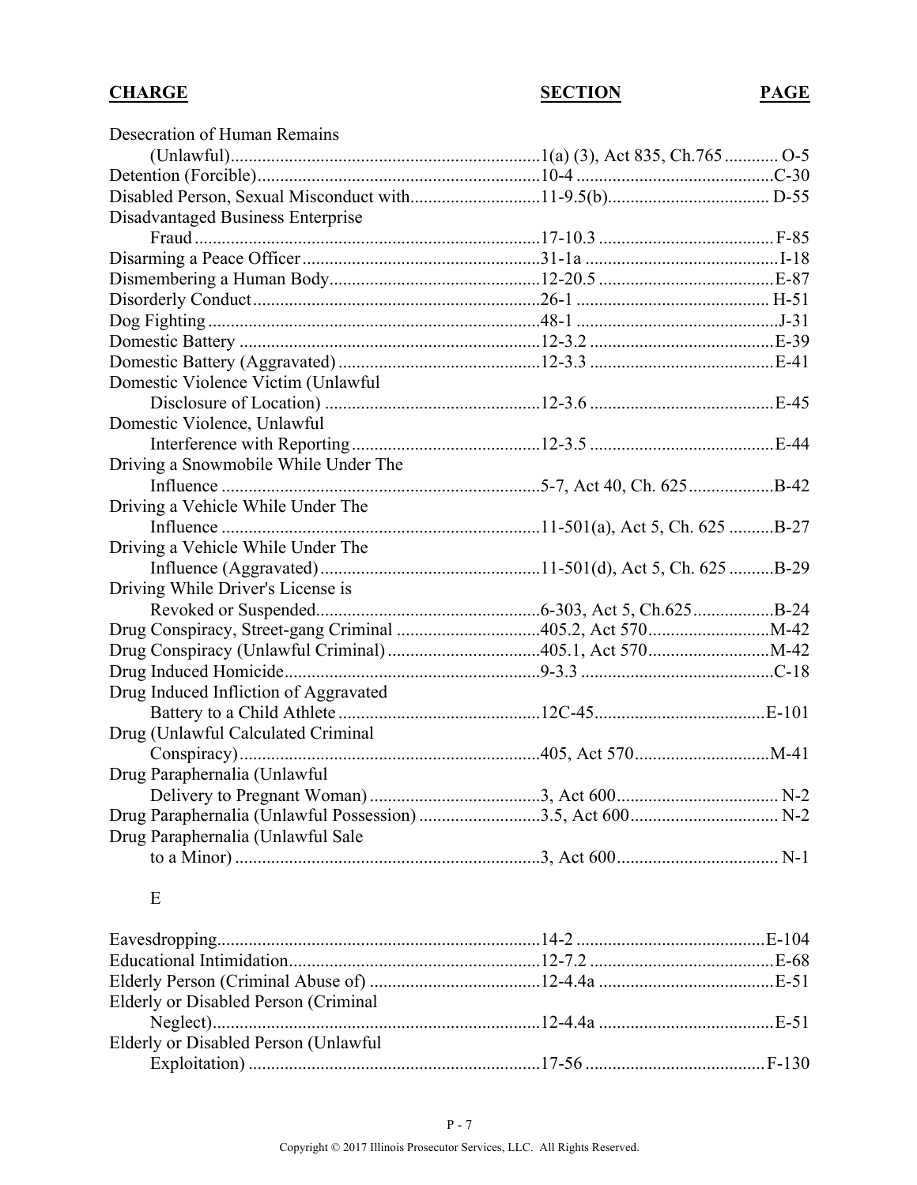| CHARGE | SECTION | PAGE |
|---|---|---|
| Desecration of Human Remains (Unlawful) | 1(a) (3), Act 835, Ch.765 | O-5 |
| Detention (Forcible) | 10-4 | C-30 |
| Disabled Person, Sexual Misconduct with | 11-9.5(b) | D-55 |
| Disadvantaged Business Enterprise Fraud | 17-10.3 | F-85 |
| Disarming a Peace Officer | 31-1a | I-18 |
| Dismembering a Human Body | 12-20.5 | E-87 |
| Disorderly Conduct | 26-1 | H-51 |
| Dog Fighting | 48-1 | J-31 |
| Domestic Battery | 12-3.2 | E-39 |
| Domestic Battery (Aggravated) | 12-3.3 | E-41 |
| Domestic Violence Victim (Unlawful Disclosure of Location) | 12-3.6 | E-45 |
| Domestic Violence, Unlawful Interference with Reporting | 12-3.5 | E-44 |
| Driving a Snowmobile While Under The Influence | 5-7, Act 40, Ch. 625 | B-42 |
| Driving a Vehicle While Under The Influence | 11-501(a), Act 5, Ch. 625 | B-27 |
| Driving a Vehicle While Under The Influence (Aggravated) | 11-501(d), Act 5, Ch. 625 | B-29 |
| Driving While Driver's License is Revoked or Suspended | 6-303, Act 5, Ch.625 | B-24 |
| Drug Conspiracy, Street-gang Criminal | 405.2, Act 570 | M-42 |
| Drug Conspiracy (Unlawful Criminal) | 405.1, Act 570 | M-42 |
| Drug Induced Homicide | 9-3.3 | C-18 |
| Drug Induced Infliction of Aggravated Battery to a Child Athlete | 12C-45 | E-101 |
| Drug (Unlawful Calculated Criminal Conspiracy) | 405, Act 570 | M-41 |
| Drug Paraphernalia (Unlawful Delivery to Pregnant Woman) | 3, Act 600 | N-2 |
| Drug Paraphernalia (Unlawful Possession) | 3.5, Act 600 | N-2 |
| Drug Paraphernalia (Unlawful Sale to a Minor) | 3, Act 600 | N-1 |

E

| CHARGE | SECTION | PAGE |
|---|---|---|
| Eavesdropping | 14-2 | E-104 |
| Educational Intimidation | 12-7.2 | E-68 |
| Elderly Person (Criminal Abuse of) | 12-4.4a | E-51 |
| Elderly or Disabled Person (Criminal Neglect) | 12-4.4a | E-51 |
| Elderly or Disabled Person (Unlawful Exploitation) | 17-56 | F-130 |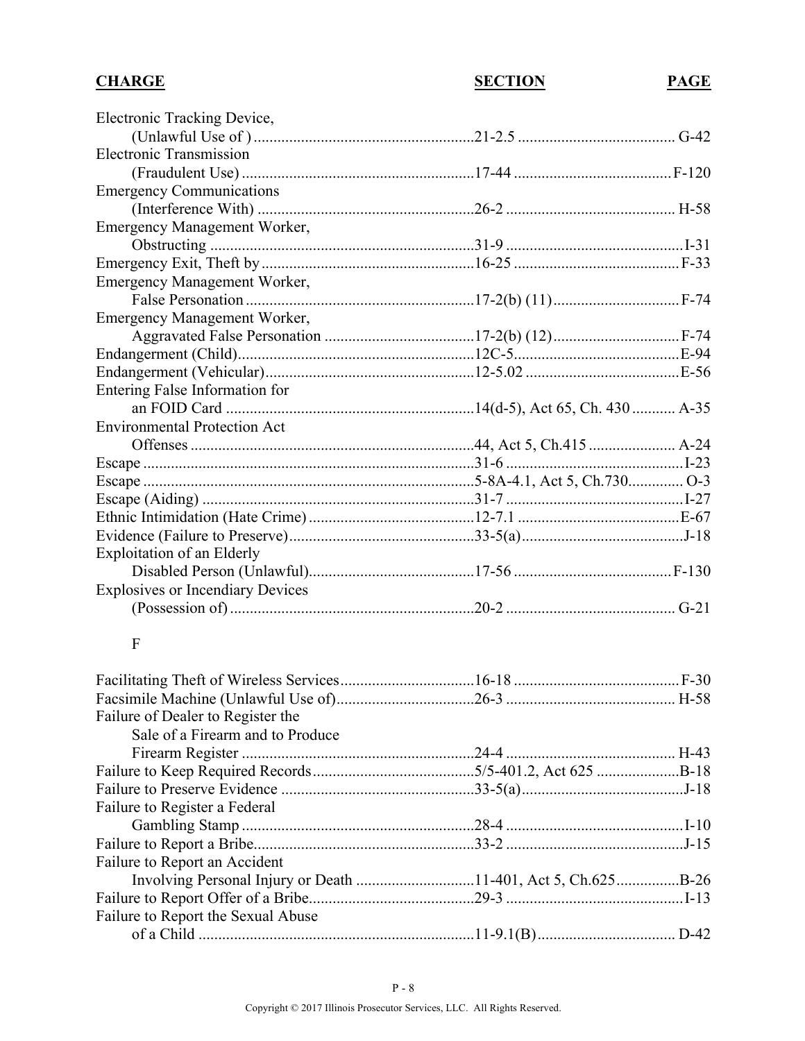| CHARGE | SECTION | PAGE |
|---|---|---|
| Electronic Tracking Device, (Unlawful Use of ) | 21-2.5 | G-42 |
| Electronic Transmission (Fraudulent Use) | 17-44 | F-120 |
| Emergency Communications (Interference With) | 26-2 | H-58 |
| Emergency Management Worker, Obstructing | 31-9 | I-31 |
| Emergency Exit, Theft by | 16-25 | F-33 |
| Emergency Management Worker, False Personation | 17-2(b) (11) | F-74 |
| Emergency Management Worker, Aggravated False Personation | 17-2(b) (12) | F-74 |
| Endangerment (Child) | 12C-5 | E-94 |
| Endangerment (Vehicular) | 12-5.02 | E-56 |
| Entering False Information for an FOID Card | 14(d-5), Act 65, Ch. 430 | A-35 |
| Environmental Protection Act Offenses | 44, Act 5, Ch.415 | A-24 |
| Escape | 31-6 | I-23 |
| Escape | 5-8A-4.1, Act 5, Ch.730 | O-3 |
| Escape (Aiding) | 31-7 | I-27 |
| Ethnic Intimidation (Hate Crime) | 12-7.1 | E-67 |
| Evidence (Failure to Preserve) | 33-5(a) | J-18 |
| Exploitation of an Elderly Disabled Person (Unlawful) | 17-56 | F-130 |
| Explosives or Incendiary Devices (Possession of) | 20-2 | G-21 |

F

| CHARGE | SECTION | PAGE |
|---|---|---|
| Facilitating Theft of Wireless Services | 16-18 | F-30 |
| Facsimile Machine (Unlawful Use of) | 26-3 | H-58 |
| Failure of Dealer to Register the Sale of a Firearm and to Produce Firearm Register | 24-4 | H-43 |
| Failure to Keep Required Records | 5/5-401.2, Act 625 | B-18 |
| Failure to Preserve Evidence | 33-5(a) | J-18 |
| Failure to Register a Federal Gambling Stamp | 28-4 | I-10 |
| Failure to Report a Bribe | 33-2 | J-15 |
| Failure to Report an Accident Involving Personal Injury or Death | 11-401, Act 5, Ch.625 | B-26 |
| Failure to Report Offer of a Bribe | 29-3 | I-13 |
| Failure to Report the Sexual Abuse of a Child | 11-9.1(B) | D-42 |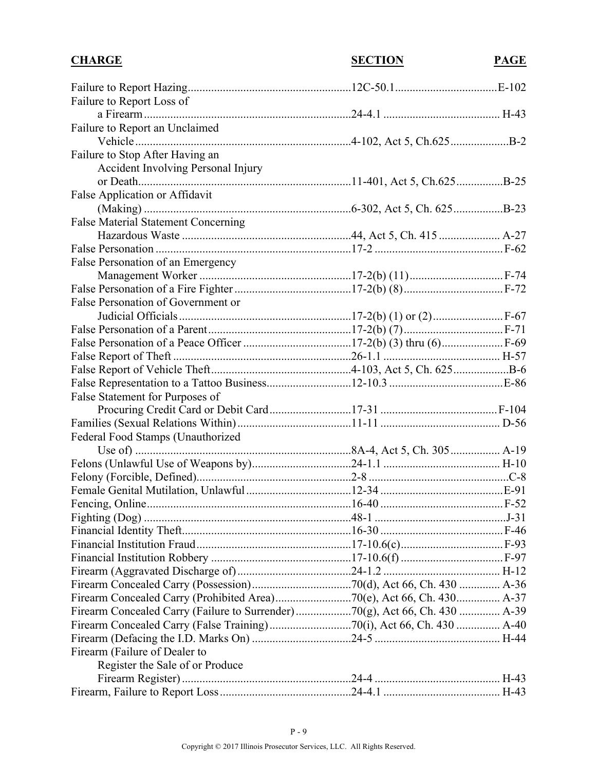| CHARGE | SECTION | PAGE |
|---|---|---|
| Failure to Report Hazing | 12C-50.1 | E-102 |
| Failure to Report Loss of a Firearm | 24-4.1 | H-43 |
| Failure to Report an Unclaimed Vehicle | 4-102, Act 5, Ch.625 | B-2 |
| Failure to Stop After Having an Accident Involving Personal Injury or Death | 11-401, Act 5, Ch.625 | B-25 |
| False Application or Affidavit (Making) | 6-302, Act 5, Ch. 625 | B-23 |
| False Material Statement Concerning Hazardous Waste | 44, Act 5, Ch. 415 | A-27 |
| False Personation | 17-2 | F-62 |
| False Personation of an Emergency Management Worker | 17-2(b) (11) | F-74 |
| False Personation of a Fire Fighter | 17-2(b) (8) | F-72 |
| False Personation of Government or Judicial Officials | 17-2(b) (1) or (2) | F-67 |
| False Personation of a Parent | 17-2(b) (7) | F-71 |
| False Personation of a Peace Officer | 17-2(b) (3) thru (6) | F-69 |
| False Report of Theft | 26-1.1 | H-57 |
| False Report of Vehicle Theft | 4-103, Act 5, Ch. 625 | B-6 |
| False Representation to a Tattoo Business | 12-10.3 | E-86 |
| False Statement for Purposes of Procuring Credit Card or Debit Card | 17-31 | F-104 |
| Families (Sexual Relations Within) | 11-11 | D-56 |
| Federal Food Stamps (Unauthorized Use of) | 8A-4, Act 5, Ch. 305 | A-19 |
| Felons (Unlawful Use of Weapons by) | 24-1.1 | H-10 |
| Felony (Forcible, Defined) | 2-8 | C-8 |
| Female Genital Mutilation, Unlawful | 12-34 | E-91 |
| Fencing, Online | 16-40 | F-52 |
| Fighting (Dog) | 48-1 | J-31 |
| Financial Identity Theft | 16-30 | F-46 |
| Financial Institution Fraud | 17-10.6(c) | F-93 |
| Financial Institution Robbery | 17-10.6(f) | F-97 |
| Firearm (Aggravated Discharge of) | 24-1.2 | H-12 |
| Firearm Concealed Carry (Possession) | 70(d), Act 66, Ch. 430 | A-36 |
| Firearm Concealed Carry (Prohibited Area) | 70(e), Act 66, Ch. 430 | A-37 |
| Firearm Concealed Carry (Failure to Surrender) | 70(g), Act 66, Ch. 430 | A-39 |
| Firearm Concealed Carry (False Training) | 70(i), Act 66, Ch. 430 | A-40 |
| Firearm (Defacing the I.D. Marks On) | 24-5 | H-44 |
| Firearm (Failure of Dealer to Register the Sale of or Produce Firearm Register) | 24-4 | H-43 |
| Firearm, Failure to Report Loss | 24-4.1 | H-43 |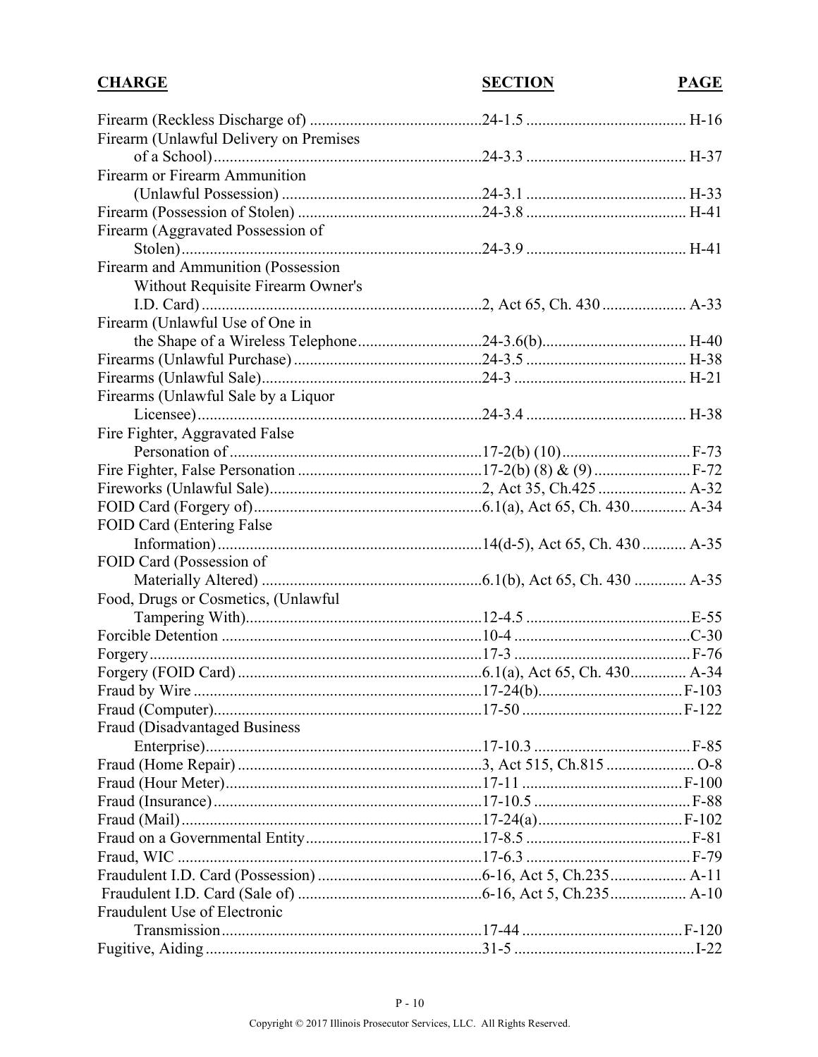| CHARGE | SECTION | PAGE |
|---|---|---|
| Firearm (Reckless Discharge of) | 24-1.5 | H-16 |
| Firearm (Unlawful Delivery on Premises of a School) | 24-3.3 | H-37 |
| Firearm or Firearm Ammunition (Unlawful Possession) | 24-3.1 | H-33 |
| Firearm (Possession of Stolen) | 24-3.8 | H-41 |
| Firearm (Aggravated Possession of Stolen) | 24-3.9 | H-41 |
| Firearm and Ammunition (Possession Without Requisite Firearm Owner's I.D. Card) | 2, Act 65, Ch. 430 | A-33 |
| Firearm (Unlawful Use of One in the Shape of a Wireless Telephone | 24-3.6(b) | H-40 |
| Firearms (Unlawful Purchase) | 24-3.5 | H-38 |
| Firearms (Unlawful Sale) | 24-3 | H-21 |
| Firearms (Unlawful Sale by a Liquor Licensee) | 24-3.4 | H-38 |
| Fire Fighter, Aggravated False Personation of | 17-2(b) (10) | F-73 |
| Fire Fighter, False Personation | 17-2(b) (8) & (9) | F-72 |
| Fireworks (Unlawful Sale) | 2, Act 35, Ch.425 | A-32 |
| FOID Card (Forgery of) | 6.1(a), Act 65, Ch. 430 | A-34 |
| FOID Card (Entering False Information) | 14(d-5), Act 65, Ch. 430 | A-35 |
| FOID Card (Possession of Materially Altered) | 6.1(b), Act 65, Ch. 430 | A-35 |
| Food, Drugs or Cosmetics, (Unlawful Tampering With) | 12-4.5 | E-55 |
| Forcible Detention | 10-4 | C-30 |
| Forgery | 17-3 | F-76 |
| Forgery (FOID Card) | 6.1(a), Act 65, Ch. 430 | A-34 |
| Fraud by Wire | 17-24(b) | F-103 |
| Fraud (Computer) | 17-50 | F-122 |
| Fraud (Disadvantaged Business Enterprise) | 17-10.3 | F-85 |
| Fraud (Home Repair) | 3, Act 515, Ch.815 | O-8 |
| Fraud (Hour Meter) | 17-11 | F-100 |
| Fraud (Insurance) | 17-10.5 | F-88 |
| Fraud (Mail) | 17-24(a) | F-102 |
| Fraud on a Governmental Entity | 17-8.5 | F-81 |
| Fraud, WIC | 17-6.3 | F-79 |
| Fraudulent I.D. Card (Possession) | 6-16, Act 5, Ch.235 | A-11 |
| Fraudulent I.D. Card (Sale of) | 6-16, Act 5, Ch.235 | A-10 |
| Fraudulent Use of Electronic Transmission | 17-44 | F-120 |
| Fugitive, Aiding | 31-5 | I-22 |

Copyright © 2017 Illinois Prosecutor Services, LLC. All Rights Reserved.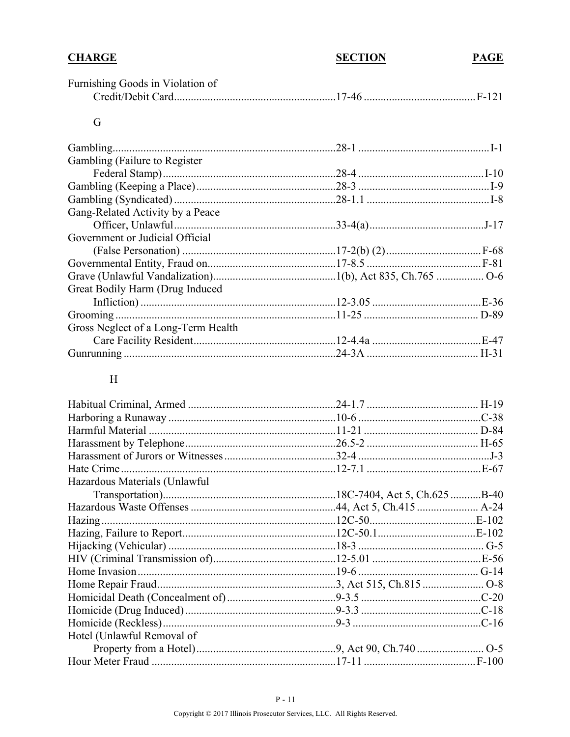| CHARGE | SECTION | PAGE |
|---|---|---|
| Furnishing Goods in Violation of Credit/Debit Card | 17-46 | F-121 |
| **G** | | |
| Gambling | 28-1 | I-1 |
| Gambling (Failure to Register Federal Stamp) | 28-4 | I-10 |
| Gambling (Keeping a Place) | 28-3 | I-9 |
| Gambling (Syndicated) | 28-1.1 | I-8 |
| Gang-Related Activity by a Peace Officer, Unlawful | 33-4(a) | J-17 |
| Government or Judicial Official (False Personation) | 17-2(b) (2) | F-68 |
| Governmental Entity, Fraud on | 17-8.5 | F-81 |
| Grave (Unlawful Vandalization) | 1(b), Act 835, Ch.765 | O-6 |
| Great Bodily Harm (Drug Induced Infliction) | 12-3.05 | E-36 |
| Grooming | 11-25 | D-89 |
| Gross Neglect of a Long-Term Health Care Facility Resident | 12-4.4a | E-47 |
| Gunrunning | 24-3A | H-31 |
| **H** | | |
| Habitual Criminal, Armed | 24-1.7 | H-19 |
| Harboring a Runaway | 10-6 | C-38 |
| Harmful Material | 11-21 | D-84 |
| Harassment by Telephone | 26.5-2 | H-65 |
| Harassment of Jurors or Witnesses | 32-4 | J-3 |
| Hate Crime | 12-7.1 | E-67 |
| Hazardous Materials (Unlawful Transportation) | 18C-7404, Act 5, Ch.625 | B-40 |
| Hazardous Waste Offenses | 44, Act 5, Ch.415 | A-24 |
| Hazing | 12C-50 | E-102 |
| Hazing, Failure to Report | 12C-50.1 | E-102 |
| Hijacking (Vehicular) | 18-3 | G-5 |
| HIV (Criminal Transmission of) | 12-5.01 | E-56 |
| Home Invasion | 19-6 | G-14 |
| Home Repair Fraud | 3, Act 515, Ch.815 | O-8 |
| Homicidal Death (Concealment of) | 9-3.5 | C-20 |
| Homicide (Drug Induced) | 9-3.3 | C-18 |
| Homicide (Reckless) | 9-3 | C-16 |
| Hotel (Unlawful Removal of Property from a Hotel) | 9, Act 90, Ch.740 | O-5 |
| Hour Meter Fraud | 17-11 | F-100 |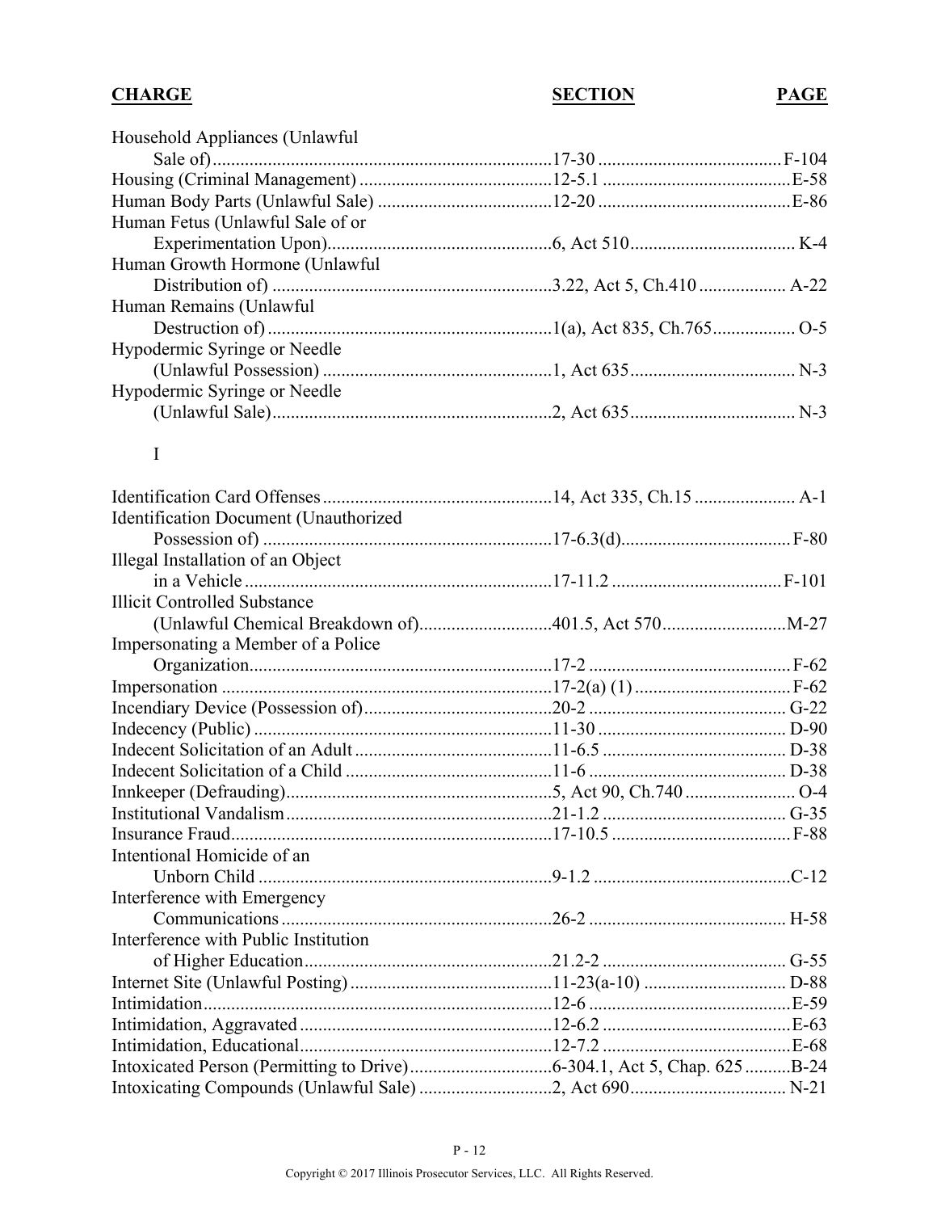| CHARGE | SECTION | PAGE |
|---|---|---|
| Household Appliances (Unlawful Sale of) | 17-30 | F-104 |
| Housing (Criminal Management) | 12-5.1 | E-58 |
| Human Body Parts (Unlawful Sale) | 12-20 | E-86 |
| Human Fetus (Unlawful Sale of or Experimentation Upon) | 6, Act 510 | K-4 |
| Human Growth Hormone (Unlawful Distribution of) | 3.22, Act 5, Ch.410 | A-22 |
| Human Remains (Unlawful Destruction of) | 1(a), Act 835, Ch.765 | O-5 |
| Hypodermic Syringe or Needle (Unlawful Possession) | 1, Act 635 | N-3 |
| Hypodermic Syringe or Needle (Unlawful Sale) | 2, Act 635 | N-3 |
| **I** | | |
| Identification Card Offenses | 14, Act 335, Ch.15 | A-1 |
| Identification Document (Unauthorized Possession of) | 17-6.3(d) | F-80 |
| Illegal Installation of an Object in a Vehicle | 17-11.2 | F-101 |
| Illicit Controlled Substance (Unlawful Chemical Breakdown of) | 401.5, Act 570 | M-27 |
| Impersonating a Member of a Police Organization | 17-2 | F-62 |
| Impersonation | 17-2(a) (1) | F-62 |
| Incendiary Device (Possession of) | 20-2 | G-22 |
| Indecency (Public) | 11-30 | D-90 |
| Indecent Solicitation of an Adult | 11-6.5 | D-38 |
| Indecent Solicitation of a Child | 11-6 | D-38 |
| Innkeeper (Defrauding) | 5, Act 90, Ch.740 | O-4 |
| Institutional Vandalism | 21-1.2 | G-35 |
| Insurance Fraud | 17-10.5 | F-88 |
| Intentional Homicide of an Unborn Child | 9-1.2 | C-12 |
| Interference with Emergency Communications | 26-2 | H-58 |
| Interference with Public Institution of Higher Education | 21.2-2 | G-55 |
| Internet Site (Unlawful Posting) | 11-23(a-10) | D-88 |
| Intimidation | 12-6 | E-59 |
| Intimidation, Aggravated | 12-6.2 | E-63 |
| Intimidation, Educational | 12-7.2 | E-68 |
| Intoxicated Person (Permitting to Drive) | 6-304.1, Act 5, Chap. 625 | B-24 |
| Intoxicating Compounds (Unlawful Sale) | 2, Act 690 | N-21 |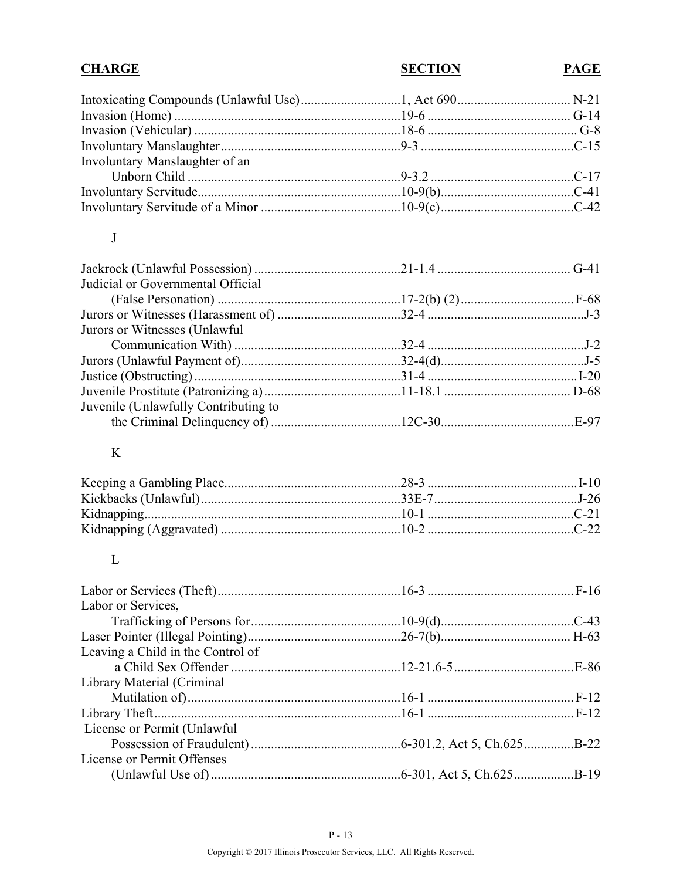| CHARGE | SECTION | PAGE |
|---|---|---|
| Intoxicating Compounds (Unlawful Use) | 1, Act 690 | N-21 |
| Invasion (Home) | 19-6 | G-14 |
| Invasion (Vehicular) | 18-6 | G-8 |
| Involuntary Manslaughter | 9-3 | C-15 |
| Involuntary Manslaughter of an Unborn Child | 9-3.2 | C-17 |
| Involuntary Servitude | 10-9(b) | C-41 |
| Involuntary Servitude of a Minor | 10-9(c) | C-42 |
| **J** | | |
| Jackrock (Unlawful Possession) | 21-1.4 | G-41 |
| Judicial or Governmental Official (False Personation) | 17-2(b) (2) | F-68 |
| Jurors or Witnesses (Harassment of) | 32-4 | J-3 |
| Jurors or Witnesses (Unlawful Communication With) | 32-4 | J-2 |
| Jurors (Unlawful Payment of) | 32-4(d) | J-5 |
| Justice (Obstructing) | 31-4 | I-20 |
| Juvenile Prostitute (Patronizing a) | 11-18.1 | D-68 |
| Juvenile (Unlawfully Contributing to the Criminal Delinquency of) | 12C-30 | E-97 |
| **K** | | |
| Keeping a Gambling Place | 28-3 | I-10 |
| Kickbacks (Unlawful) | 33E-7 | J-26 |
| Kidnapping | 10-1 | C-21 |
| Kidnapping (Aggravated) | 10-2 | C-22 |
| **L** | | |
| Labor or Services (Theft) | 16-3 | F-16 |
| Labor or Services, Trafficking of Persons for | 10-9(d) | C-43 |
| Laser Pointer (Illegal Pointing) | 26-7(b) | H-63 |
| Leaving a Child in the Control of a Child Sex Offender | 12-21.6-5 | E-86 |
| Library Material (Criminal Mutilation of) | 16-1 | F-12 |
| Library Theft | 16-1 | F-12 |
| License or Permit (Unlawful Possession of Fraudulent) | 6-301.2, Act 5, Ch.625 | B-22 |
| License or Permit Offenses (Unlawful Use of) | 6-301, Act 5, Ch.625 | B-19 |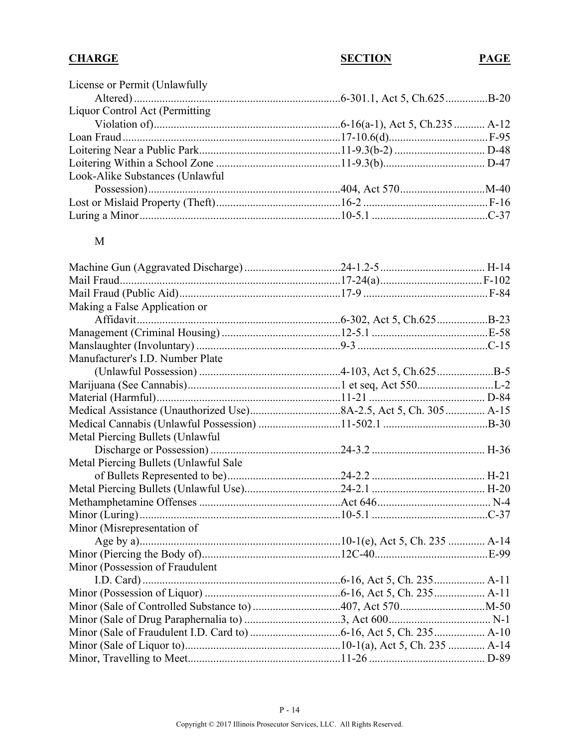| CHARGE | SECTION | PAGE |
|---|---|---|
| License or Permit (Unlawfully Altered) | 6-301.1, Act 5, Ch.625 | B-20 |
| Liquor Control Act (Permitting Violation of) | 6-16(a-1), Act 5, Ch.235 | A-12 |
| Loan Fraud | 17-10.6(d) | F-95 |
| Loitering Near a Public Park | 11-9.3(b-2) | D-48 |
| Loitering Within a School Zone | 11-9.3(b) | D-47 |
| Look-Alike Substances (Unlawful Possession) | 404, Act 570 | M-40 |
| Lost or Mislaid Property (Theft) | 16-2 | F-16 |
| Luring a Minor | 10-5.1 | C-37 |

M

| CHARGE | SECTION | PAGE |
|---|---|---|
| Machine Gun (Aggravated Discharge) | 24-1.2-5 | H-14 |
| Mail Fraud | 17-24(a) | F-102 |
| Mail Fraud (Public Aid) | 17-9 | F-84 |
| Making a False Application or Affidavit | 6-302, Act 5, Ch.625 | B-23 |
| Management (Criminal Housing) | 12-5.1 | E-58 |
| Manslaughter (Involuntary) | 9-3 | C-15 |
| Manufacturer's I.D. Number Plate (Unlawful Possession) | 4-103, Act 5, Ch.625 | B-5 |
| Marijuana (See Cannabis) | 1 et seq, Act 550 | L-2 |
| Material (Harmful) | 11-21 | D-84 |
| Medical Assistance (Unauthorized Use) | 8A-2.5, Act 5, Ch. 305 | A-15 |
| Medical Cannabis (Unlawful Possession) | 11-502.1 | B-30 |
| Metal Piercing Bullets (Unlawful Discharge or Possession) | 24-3.2 | H-36 |
| Metal Piercing Bullets (Unlawful Sale of Bullets Represented to be) | 24-2.2 | H-21 |
| Metal Piercing Bullets (Unlawful Use) | 24-2.1 | H-20 |
| Methamphetamine Offenses | Act 646 | N-4 |
| Minor (Luring) | 10-5.1 | C-37 |
| Minor (Misrepresentation of Age by a) | 10-1(e), Act 5, Ch. 235 | A-14 |
| Minor (Piercing the Body of) | 12C-40 | E-99 |
| Minor (Possession of Fraudulent I.D. Card) | 6-16, Act 5, Ch. 235 | A-11 |
| Minor (Possession of Liquor) | 6-16, Act 5, Ch. 235 | A-11 |
| Minor (Sale of Controlled Substance to) | 407, Act 570 | M-50 |
| Minor (Sale of Drug Paraphernalia to) | 3, Act 600 | N-1 |
| Minor (Sale of Fraudulent I.D. Card to) | 6-16, Act 5, Ch. 235 | A-10 |
| Minor (Sale of Liquor to) | 10-1(a), Act 5, Ch. 235 | A-14 |
| Minor, Travelling to Meet | 11-26 | D-89 |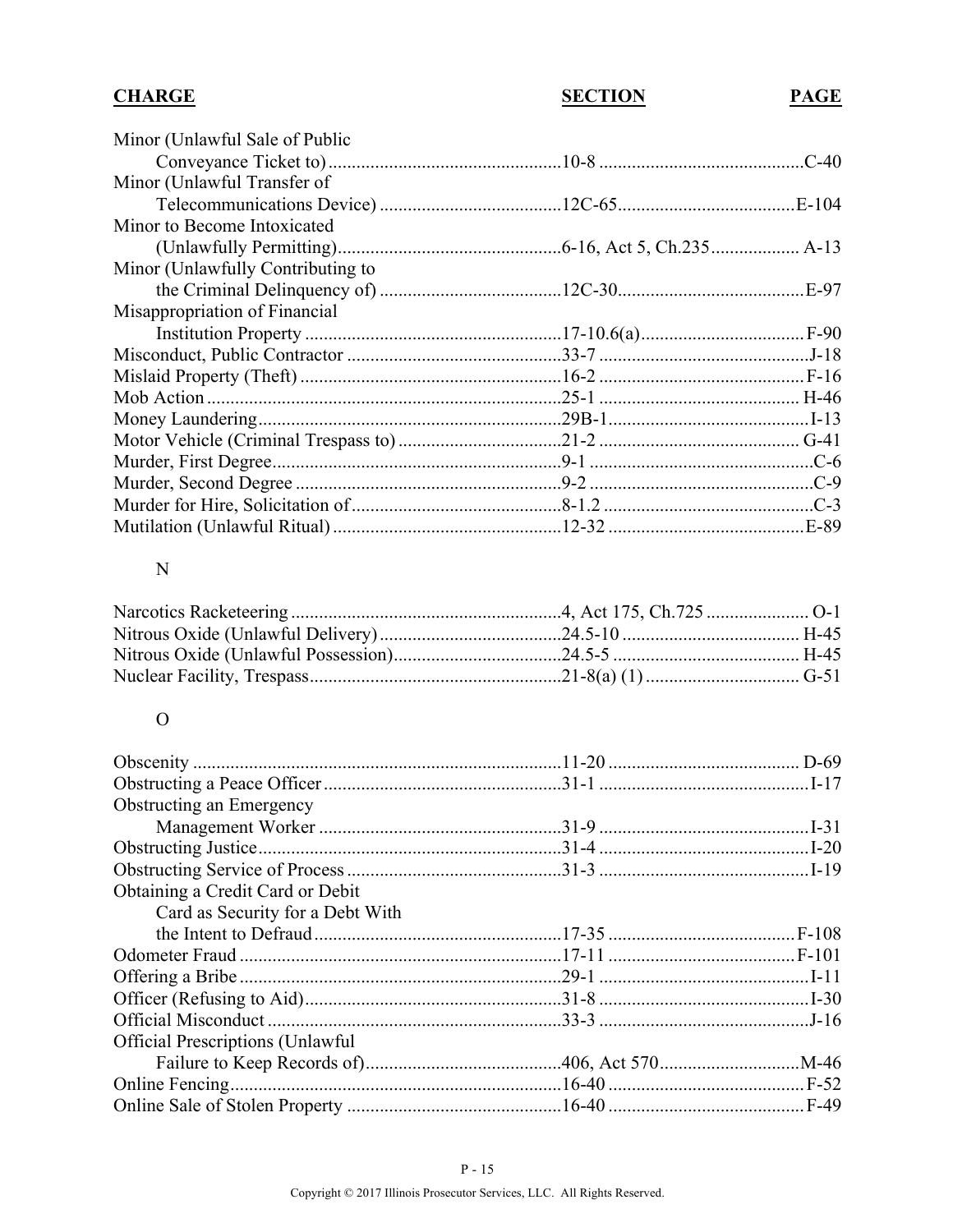| CHARGE | SECTION | PAGE |
|---|---|---|
| Minor (Unlawful Sale of Public Conveyance Ticket to) | 10-8 | C-40 |
| Minor (Unlawful Transfer of Telecommunications Device) | 12C-65 | E-104 |
| Minor to Become Intoxicated (Unlawfully Permitting) | 6-16, Act 5, Ch.235 | A-13 |
| Minor (Unlawfully Contributing to the Criminal Delinquency of) | 12C-30 | E-97 |
| Misappropriation of Financial Institution Property | 17-10.6(a) | F-90 |
| Misconduct, Public Contractor | 33-7 | J-18 |
| Mislaid Property (Theft) | 16-2 | F-16 |
| Mob Action | 25-1 | H-46 |
| Money Laundering | 29B-1 | I-13 |
| Motor Vehicle (Criminal Trespass to) | 21-2 | G-41 |
| Murder, First Degree | 9-1 | C-6 |
| Murder, Second Degree | 9-2 | C-9 |
| Murder for Hire, Solicitation of | 8-1.2 | C-3 |
| Mutilation (Unlawful Ritual) | 12-32 | E-89 |

## N

| CHARGE | SECTION | PAGE |
|---|---|---|
| Narcotics Racketeering | 4, Act 175, Ch.725 | O-1 |
| Nitrous Oxide (Unlawful Delivery) | 24.5-10 | H-45 |
| Nitrous Oxide (Unlawful Possession) | 24.5-5 | H-45 |
| Nuclear Facility, Trespass | 21-8(a) (1) | G-51 |

## O

| CHARGE | SECTION | PAGE |
|---|---|---|
| Obscenity | 11-20 | D-69 |
| Obstructing a Peace Officer | 31-1 | I-17 |
| Obstructing an Emergency Management Worker | 31-9 | I-31 |
| Obstructing Justice | 31-4 | I-20 |
| Obstructing Service of Process | 31-3 | I-19 |
| Obtaining a Credit Card or Debit Card as Security for a Debt With the Intent to Defraud | 17-35 | F-108 |
| Odometer Fraud | 17-11 | F-101 |
| Offering a Bribe | 29-1 | I-11 |
| Officer (Refusing to Aid) | 31-8 | I-30 |
| Official Misconduct | 33-3 | J-16 |
| Official Prescriptions (Unlawful Failure to Keep Records of) | 406, Act 570 | M-46 |
| Online Fencing | 16-40 | F-52 |
| Online Sale of Stolen Property | 16-40 | F-49 |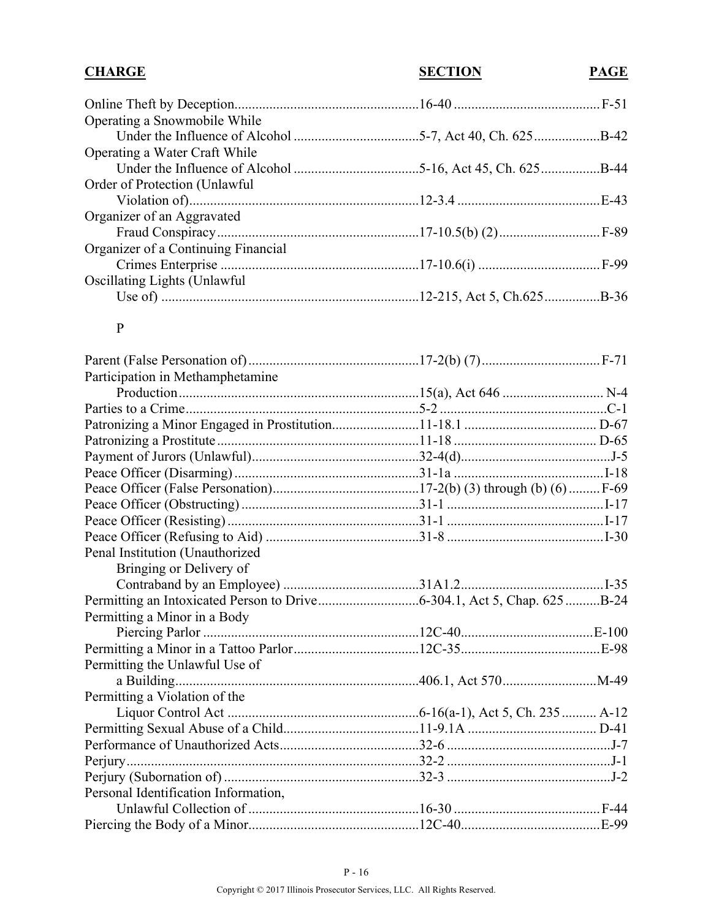| CHARGE | SECTION | PAGE |
|---|---|---|
| Online Theft by Deception | 16-40 | F-51 |
| Operating a Snowmobile While Under the Influence of Alcohol | 5-7, Act 40, Ch. 625 | B-42 |
| Operating a Water Craft While Under the Influence of Alcohol | 5-16, Act 45, Ch. 625 | B-44 |
| Order of Protection (Unlawful Violation of) | 12-3.4 | E-43 |
| Organizer of an Aggravated Fraud Conspiracy | 17-10.5(b) (2) | F-89 |
| Organizer of a Continuing Financial Crimes Enterprise | 17-10.6(i) | F-99 |
| Oscillating Lights (Unlawful Use of) | 12-215, Act 5, Ch.625 | B-36 |

P

| CHARGE | SECTION | PAGE |
|---|---|---|
| Parent (False Personation of) | 17-2(b) (7) | F-71 |
| Participation in Methamphetamine Production | 15(a), Act 646 | N-4 |
| Parties to a Crime | 5-2 | C-1 |
| Patronizing a Minor Engaged in Prostitution | 11-18.1 | D-67 |
| Patronizing a Prostitute | 11-18 | D-65 |
| Payment of Jurors (Unlawful) | 32-4(d) | J-5 |
| Peace Officer (Disarming) | 31-1a | I-18 |
| Peace Officer (False Personation) | 17-2(b) (3) through (b) (6) | F-69 |
| Peace Officer (Obstructing) | 31-1 | I-17 |
| Peace Officer (Resisting) | 31-1 | I-17 |
| Peace Officer (Refusing to Aid) | 31-8 | I-30 |
| Penal Institution (Unauthorized Bringing or Delivery of Contraband by an Employee) | 31A1.2 | I-35 |
| Permitting an Intoxicated Person to Drive | 6-304.1, Act 5, Chap. 625 | B-24 |
| Permitting a Minor in a Body Piercing Parlor | 12C-40 | E-100 |
| Permitting a Minor in a Tattoo Parlor | 12C-35 | E-98 |
| Permitting the Unlawful Use of a Building | 406.1, Act 570 | M-49 |
| Permitting a Violation of the Liquor Control Act | 6-16(a-1), Act 5, Ch. 235 | A-12 |
| Permitting Sexual Abuse of a Child | 11-9.1A | D-41 |
| Performance of Unauthorized Acts | 32-6 | J-7 |
| Perjury | 32-2 | J-1 |
| Perjury (Subornation of) | 32-3 | J-2 |
| Personal Identification Information, Unlawful Collection of | 16-30 | F-44 |
| Piercing the Body of a Minor | 12C-40 | E-99 |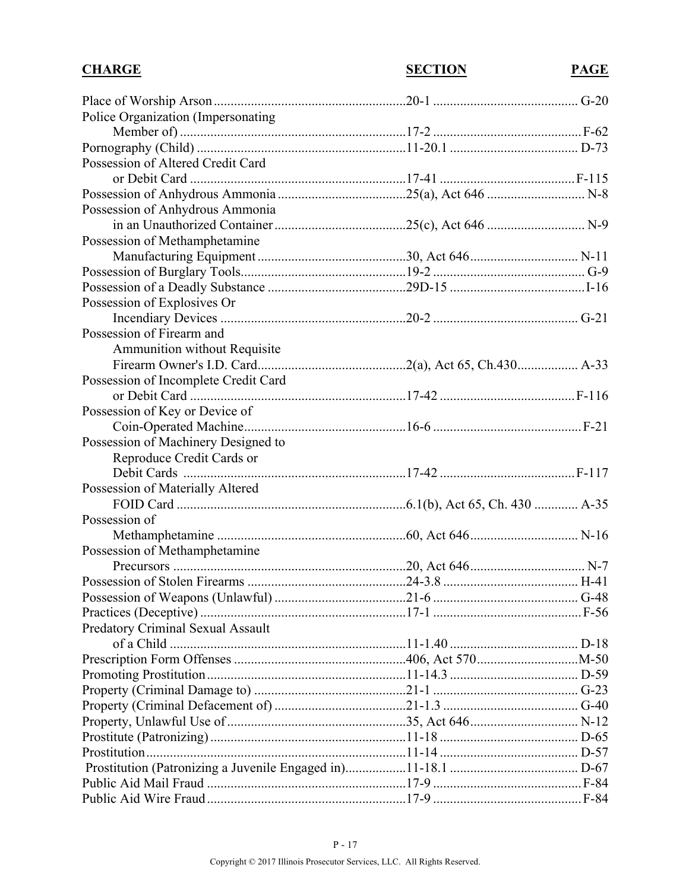| CHARGE | SECTION | PAGE |
|---|---|---|
| Place of Worship Arson | 20-1 | G-20 |
| Police Organization (Impersonating Member of) | 17-2 | F-62 |
| Pornography (Child) | 11-20.1 | D-73 |
| Possession of Altered Credit Card or Debit Card | 17-41 | F-115 |
| Possession of Anhydrous Ammonia | 25(a), Act 646 | N-8 |
| Possession of Anhydrous Ammonia in an Unauthorized Container | 25(c), Act 646 | N-9 |
| Possession of Methamphetamine Manufacturing Equipment | 30, Act 646 | N-11 |
| Possession of Burglary Tools | 19-2 | G-9 |
| Possession of a Deadly Substance | 29D-15 | I-16 |
| Possession of Explosives Or Incendiary Devices | 20-2 | G-21 |
| Possession of Firearm and Ammunition without Requisite Firearm Owner's I.D. Card | 2(a), Act 65, Ch.430 | A-33 |
| Possession of Incomplete Credit Card or Debit Card | 17-42 | F-116 |
| Possession of Key or Device of Coin-Operated Machine | 16-6 | F-21 |
| Possession of Machinery Designed to Reproduce Credit Cards or Debit Cards | 17-42 | F-117 |
| Possession of Materially Altered FOID Card | 6.1(b), Act 65, Ch. 430 | A-35 |
| Possession of Methamphetamine | 60, Act 646 | N-16 |
| Possession of Methamphetamine Precursors | 20, Act 646 | N-7 |
| Possession of Stolen Firearms | 24-3.8 | H-41 |
| Possession of Weapons (Unlawful) | 21-6 | G-48 |
| Practices (Deceptive) | 17-1 | F-56 |
| Predatory Criminal Sexual Assault of a Child | 11-1.40 | D-18 |
| Prescription Form Offenses | 406, Act 570 | M-50 |
| Promoting Prostitution | 11-14.3 | D-59 |
| Property (Criminal Damage to) | 21-1 | G-23 |
| Property (Criminal Defacement of) | 21-1.3 | G-40 |
| Property, Unlawful Use of | 35, Act 646 | N-12 |
| Prostitute (Patronizing) | 11-18 | D-65 |
| Prostitution | 11-14 | D-57 |
| Prostitution (Patronizing a Juvenile Engaged in) | 11-18.1 | D-67 |
| Public Aid Mail Fraud | 17-9 | F-84 |
| Public Aid Wire Fraud | 17-9 | F-84 |

Copyright © 2017 Illinois Prosecutor Services, LLC. All Rights Reserved.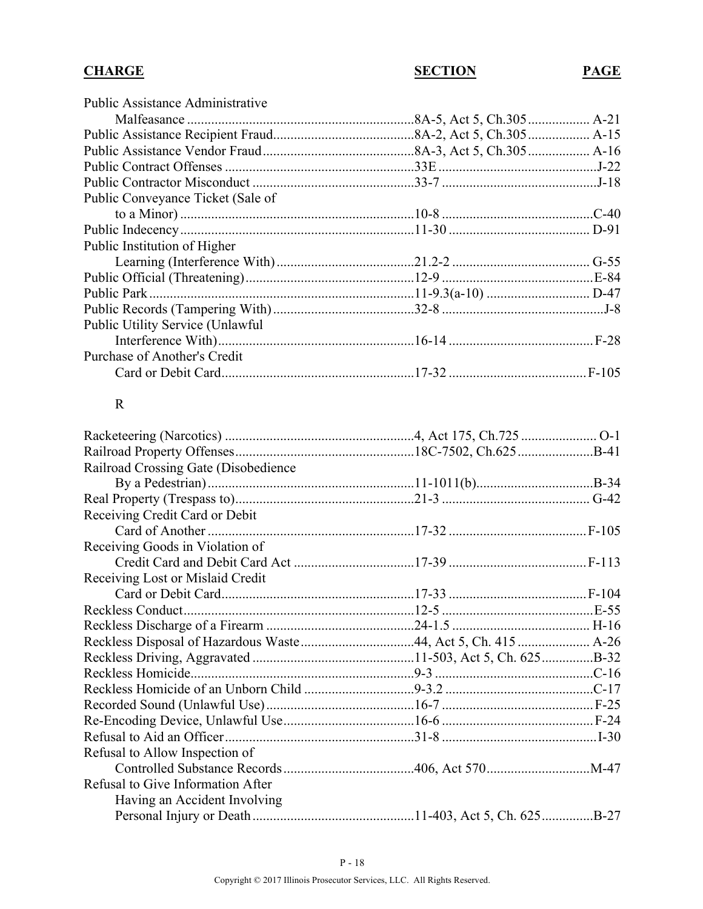| CHARGE | SECTION | PAGE |
|---|---|---|
| Public Assistance Administrative Malfeasance | 8A-5, Act 5, Ch.305 | A-21 |
| Public Assistance Recipient Fraud | 8A-2, Act 5, Ch.305 | A-15 |
| Public Assistance Vendor Fraud | 8A-3, Act 5, Ch.305 | A-16 |
| Public Contract Offenses | 33E | J-22 |
| Public Contractor Misconduct | 33-7 | J-18 |
| Public Conveyance Ticket (Sale of to a Minor) | 10-8 | C-40 |
| Public Indecency | 11-30 | D-91 |
| Public Institution of Higher Learning (Interference With) | 21.2-2 | G-55 |
| Public Official (Threatening) | 12-9 | E-84 |
| Public Park | 11-9.3(a-10) | D-47 |
| Public Records (Tampering With) | 32-8 | J-8 |
| Public Utility Service (Unlawful Interference With) | 16-14 | F-28 |
| Purchase of Another's Credit Card or Debit Card | 17-32 | F-105 |

R

| CHARGE | SECTION | PAGE |
|---|---|---|
| Racketeering (Narcotics) | 4, Act 175, Ch.725 | O-1 |
| Railroad Property Offenses | 18C-7502, Ch.625 | B-41 |
| Railroad Crossing Gate (Disobedience By a Pedestrian) | 11-1011(b) | B-34 |
| Real Property (Trespass to) | 21-3 | G-42 |
| Receiving Credit Card or Debit Card of Another | 17-32 | F-105 |
| Receiving Goods in Violation of Credit Card and Debit Card Act | 17-39 | F-113 |
| Receiving Lost or Mislaid Credit Card or Debit Card | 17-33 | F-104 |
| Reckless Conduct | 12-5 | E-55 |
| Reckless Discharge of a Firearm | 24-1.5 | H-16 |
| Reckless Disposal of Hazardous Waste | 44, Act 5, Ch. 415 | A-26 |
| Reckless Driving, Aggravated | 11-503, Act 5, Ch. 625 | B-32 |
| Reckless Homicide | 9-3 | C-16 |
| Reckless Homicide of an Unborn Child | 9-3.2 | C-17 |
| Recorded Sound (Unlawful Use) | 16-7 | F-25 |
| Re-Encoding Device, Unlawful Use | 16-6 | F-24 |
| Refusal to Aid an Officer | 31-8 | I-30 |
| Refusal to Allow Inspection of Controlled Substance Records | 406, Act 570 | M-47 |
| Refusal to Give Information After Having an Accident Involving Personal Injury or Death | 11-403, Act 5, Ch. 625 | B-27 |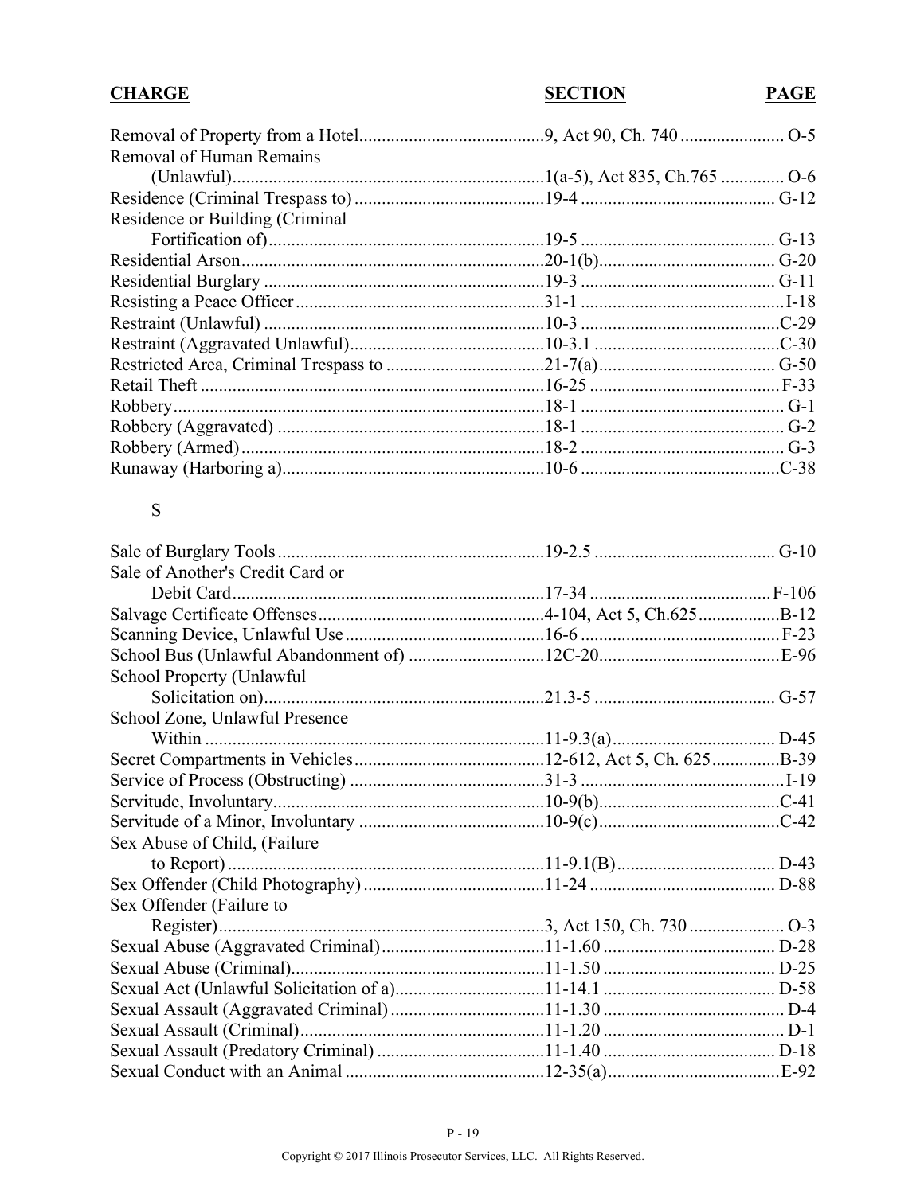| CHARGE | SECTION | PAGE |
|---|---|---|
| Removal of Property from a Hotel | 9, Act 90, Ch. 740 | O-5 |
| Removal of Human Remains (Unlawful) | 1(a-5), Act 835, Ch.765 | O-6 |
| Residence (Criminal Trespass to) | 19-4 | G-12 |
| Residence or Building (Criminal Fortification of) | 19-5 | G-13 |
| Residential Arson | 20-1(b) | G-20 |
| Residential Burglary | 19-3 | G-11 |
| Resisting a Peace Officer | 31-1 | I-18 |
| Restraint (Unlawful) | 10-3 | C-29 |
| Restraint (Aggravated Unlawful) | 10-3.1 | C-30 |
| Restricted Area, Criminal Trespass to | 21-7(a) | G-50 |
| Retail Theft | 16-25 | F-33 |
| Robbery | 18-1 | G-1 |
| Robbery (Aggravated) | 18-1 | G-2 |
| Robbery (Armed) | 18-2 | G-3 |
| Runaway (Harboring a) | 10-6 | C-38 |

S

| CHARGE | SECTION | PAGE |
|---|---|---|
| Sale of Burglary Tools | 19-2.5 | G-10 |
| Sale of Another's Credit Card or Debit Card | 17-34 | F-106 |
| Salvage Certificate Offenses | 4-104, Act 5, Ch.625 | B-12 |
| Scanning Device, Unlawful Use | 16-6 | F-23 |
| School Bus (Unlawful Abandonment of) | 12C-20 | E-96 |
| School Property (Unlawful Solicitation on) | 21.3-5 | G-57 |
| School Zone, Unlawful Presence Within | 11-9.3(a) | D-45 |
| Secret Compartments in Vehicles | 12-612, Act 5, Ch. 625 | B-39 |
| Service of Process (Obstructing) | 31-3 | I-19 |
| Servitude, Involuntary | 10-9(b) | C-41 |
| Servitude of a Minor, Involuntary | 10-9(c) | C-42 |
| Sex Abuse of Child, (Failure to Report) | 11-9.1(B) | D-43 |
| Sex Offender (Child Photography) | 11-24 | D-88 |
| Sex Offender (Failure to Register) | 3, Act 150, Ch. 730 | O-3 |
| Sexual Abuse (Aggravated Criminal) | 11-1.60 | D-28 |
| Sexual Abuse (Criminal) | 11-1.50 | D-25 |
| Sexual Act (Unlawful Solicitation of a) | 11-14.1 | D-58 |
| Sexual Assault (Aggravated Criminal) | 11-1.30 | D-4 |
| Sexual Assault (Criminal) | 11-1.20 | D-1 |
| Sexual Assault (Predatory Criminal) | 11-1.40 | D-18 |
| Sexual Conduct with an Animal | 12-35(a) | E-92 |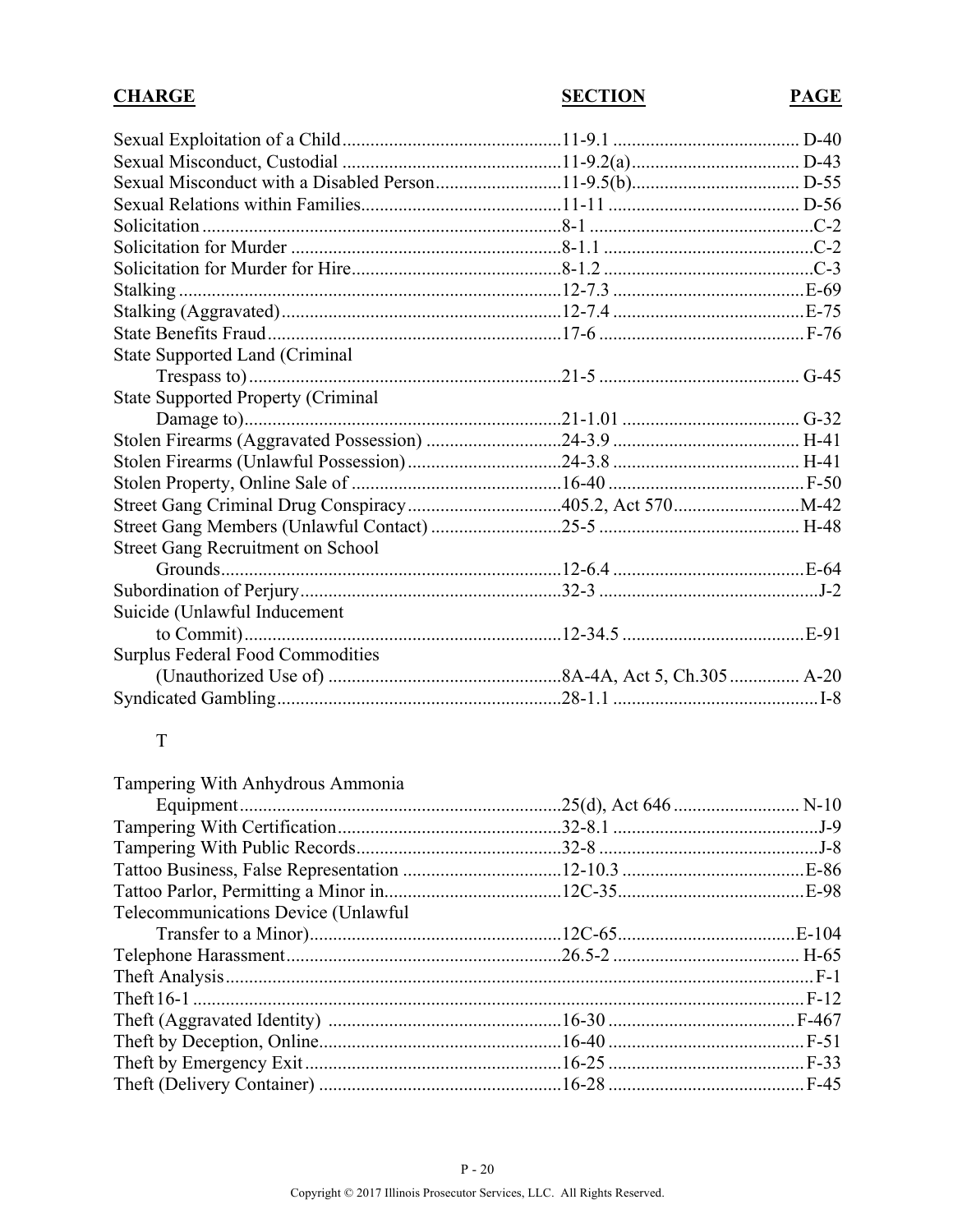| CHARGE | SECTION | PAGE |
|---|---|---|
| Sexual Exploitation of a Child | 11-9.1 | D-40 |
| Sexual Misconduct, Custodial | 11-9.2(a) | D-43 |
| Sexual Misconduct with a Disabled Person | 11-9.5(b) | D-55 |
| Sexual Relations within Families | 11-11 | D-56 |
| Solicitation | 8-1 | C-2 |
| Solicitation for Murder | 8-1.1 | C-2 |
| Solicitation for Murder for Hire | 8-1.2 | C-3 |
| Stalking | 12-7.3 | E-69 |
| Stalking (Aggravated) | 12-7.4 | E-75 |
| State Benefits Fraud | 17-6 | F-76 |
| State Supported Land (Criminal Trespass to) | 21-5 | G-45 |
| State Supported Property (Criminal Damage to) | 21-1.01 | G-32 |
| Stolen Firearms (Aggravated Possession) | 24-3.9 | H-41 |
| Stolen Firearms (Unlawful Possession) | 24-3.8 | H-41 |
| Stolen Property, Online Sale of | 16-40 | F-50 |
| Street Gang Criminal Drug Conspiracy | 405.2, Act 570 | M-42 |
| Street Gang Members (Unlawful Contact) | 25-5 | H-48 |
| Street Gang Recruitment on School Grounds | 12-6.4 | E-64 |
| Subordination of Perjury | 32-3 | J-2 |
| Suicide (Unlawful Inducement to Commit) | 12-34.5 | E-91 |
| Surplus Federal Food Commodities (Unauthorized Use of) | 8A-4A, Act 5, Ch.305 | A-20 |
| Syndicated Gambling | 28-1.1 | I-8 |

T

| CHARGE | SECTION | PAGE |
|---|---|---|
| Tampering With Anhydrous Ammonia Equipment | 25(d), Act 646 | N-10 |
| Tampering With Certification | 32-8.1 | J-9 |
| Tampering With Public Records | 32-8 | J-8 |
| Tattoo Business, False Representation | 12-10.3 | E-86 |
| Tattoo Parlor, Permitting a Minor in | 12C-35 | E-98 |
| Telecommunications Device (Unlawful Transfer to a Minor) | 12C-65 | E-104 |
| Telephone Harassment | 26.5-2 | H-65 |
| Theft Analysis | | F-1 |
| Theft 16-1 | | F-12 |
| Theft (Aggravated Identity) | 16-30 | F-467 |
| Theft by Deception, Online | 16-40 | F-51 |
| Theft by Emergency Exit | 16-25 | F-33 |
| Theft (Delivery Container) | 16-28 | F-45 |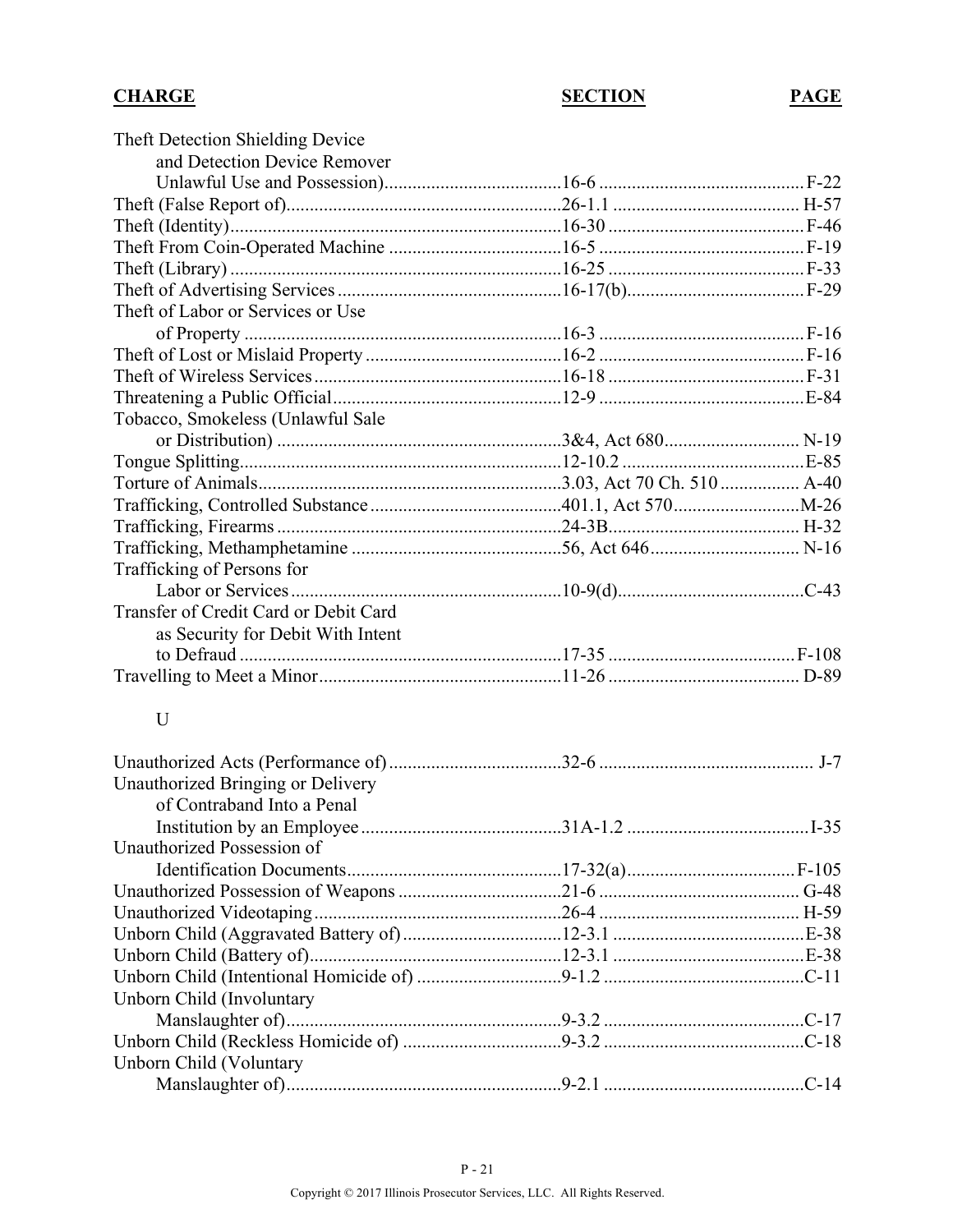| CHARGE | SECTION | PAGE |
|---|---|---|
| Theft Detection Shielding Device and Detection Device Remover Unlawful Use and Possession) | 16-6 | F-22 |
| Theft (False Report of) | 26-1.1 | H-57 |
| Theft (Identity) | 16-30 | F-46 |
| Theft From Coin-Operated Machine | 16-5 | F-19 |
| Theft (Library) | 16-25 | F-33 |
| Theft of Advertising Services | 16-17(b) | F-29 |
| Theft of Labor or Services or Use of Property | 16-3 | F-16 |
| Theft of Lost or Mislaid Property | 16-2 | F-16 |
| Theft of Wireless Services | 16-18 | F-31 |
| Threatening a Public Official | 12-9 | E-84 |
| Tobacco, Smokeless (Unlawful Sale or Distribution) | 3&4, Act 680 | N-19 |
| Tongue Splitting | 12-10.2 | E-85 |
| Torture of Animals | 3.03, Act 70 Ch. 510 | A-40 |
| Trafficking, Controlled Substance | 401.1, Act 570 | M-26 |
| Trafficking, Firearms | 24-3B | H-32 |
| Trafficking, Methamphetamine | 56, Act 646 | N-16 |
| Trafficking of Persons for Labor or Services | 10-9(d) | C-43 |
| Transfer of Credit Card or Debit Card as Security for Debit With Intent to Defraud | 17-35 | F-108 |
| Travelling to Meet a Minor | 11-26 | D-89 |

U

| CHARGE | SECTION | PAGE |
|---|---|---|
| Unauthorized Acts (Performance of) | 32-6 | J-7 |
| Unauthorized Bringing or Delivery of Contraband Into a Penal Institution by an Employee | 31A-1.2 | I-35 |
| Unauthorized Possession of Identification Documents | 17-32(a) | F-105 |
| Unauthorized Possession of Weapons | 21-6 | G-48 |
| Unauthorized Videotaping | 26-4 | H-59 |
| Unborn Child (Aggravated Battery of) | 12-3.1 | E-38 |
| Unborn Child (Battery of) | 12-3.1 | E-38 |
| Unborn Child (Intentional Homicide of) | 9-1.2 | C-11 |
| Unborn Child (Involuntary Manslaughter of) | 9-3.2 | C-17 |
| Unborn Child (Reckless Homicide of) | 9-3.2 | C-18 |
| Unborn Child (Voluntary Manslaughter of) | 9-2.1 | C-14 |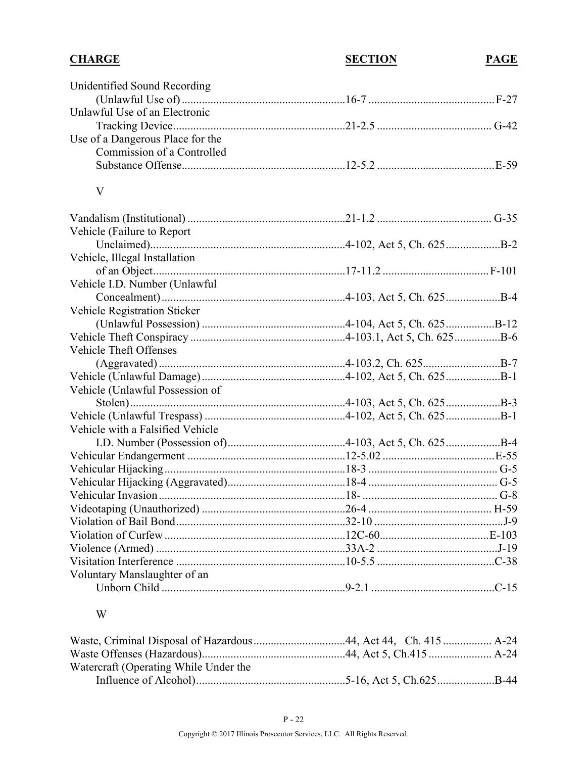| CHARGE | SECTION | PAGE |
|---|---|---|
| Unidentified Sound Recording (Unlawful Use of) | 16-7 | F-27 |
| Unlawful Use of an Electronic Tracking Device | 21-2.5 | G-42 |
| Use of a Dangerous Place for the Commission of a Controlled Substance Offense | 12-5.2 | E-59 |
| **V** | | |
| Vandalism (Institutional) | 21-1.2 | G-35 |
| Vehicle (Failure to Report Unclaimed) | 4-102, Act 5, Ch. 625 | B-2 |
| Vehicle, Illegal Installation of an Object | 17-11.2 | F-101 |
| Vehicle I.D. Number (Unlawful Concealment) | 4-103, Act 5, Ch. 625 | B-4 |
| Vehicle Registration Sticker (Unlawful Possession) | 4-104, Act 5, Ch. 625 | B-12 |
| Vehicle Theft Conspiracy | 4-103.1, Act 5, Ch. 625 | B-6 |
| Vehicle Theft Offenses (Aggravated) | 4-103.2, Ch. 625 | B-7 |
| Vehicle (Unlawful Damage) | 4-102, Act 5, Ch. 625 | B-1 |
| Vehicle (Unlawful Possession of Stolen) | 4-103, Act 5, Ch. 625 | B-3 |
| Vehicle (Unlawful Trespass) | 4-102, Act 5, Ch. 625 | B-1 |
| Vehicle with a Falsified Vehicle I.D. Number (Possession of) | 4-103, Act 5, Ch. 625 | B-4 |
| Vehicular Endangerment | 12-5.02 | E-55 |
| Vehicular Hijacking | 18-3 | G-5 |
| Vehicular Hijacking (Aggravated) | 18-4 | G-5 |
| Vehicular Invasion | 18- | G-8 |
| Videotaping (Unauthorized) | 26-4 | H-59 |
| Violation of Bail Bond | 32-10 | J-9 |
| Violation of Curfew | 12C-60 | E-103 |
| Violence (Armed) | 33A-2 | J-19 |
| Visitation Interference | 10-5.5 | C-38 |
| Voluntary Manslaughter of an Unborn Child | 9-2.1 | C-15 |
| **W** | | |
| Waste, Criminal Disposal of Hazardous | 44, Act 44, Ch. 415 | A-24 |
| Waste Offenses (Hazardous) | 44, Act 5, Ch.415 | A-24 |
| Watercraft (Operating While Under the Influence of Alcohol) | 5-16, Act 5, Ch.625 | B-44 |

Copyright © 2017 Illinois Prosecutor Services, LLC. All Rights Reserved.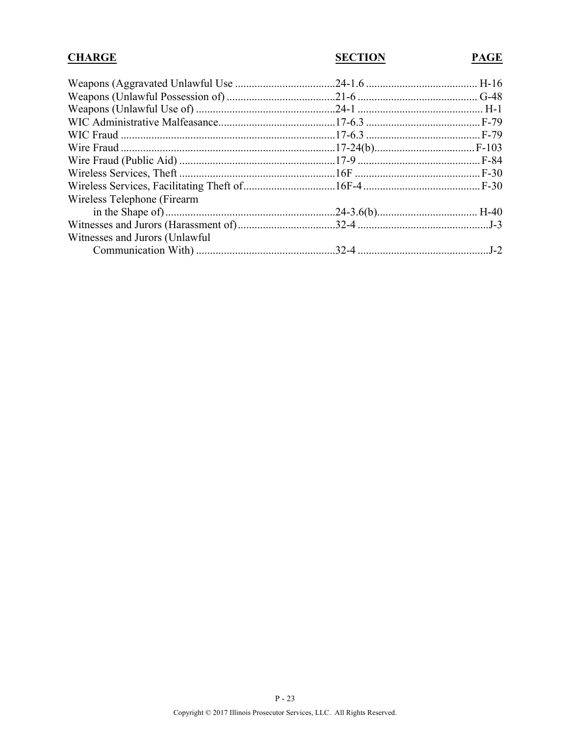| CHARGE | SECTION | PAGE |
|---|---|---|
| Weapons (Aggravated Unlawful Use | 24-1.6 | H-16 |
| Weapons (Unlawful Possession of) | 21-6 | G-48 |
| Weapons (Unlawful Use of) | 24-1 | H-1 |
| WIC Administrative Malfeasance | 17-6.3 | F-79 |
| WIC Fraud | 17-6.3 | F-79 |
| Wire Fraud | 17-24(b) | F-103 |
| Wire Fraud (Public Aid) | 17-9 | F-84 |
| Wireless Services, Theft | 16F | F-30 |
| Wireless Services, Facilitating Theft of | 16F-4 | F-30 |
| Wireless Telephone (Firearm in the Shape of) | 24-3.6(b) | H-40 |
| Witnesses and Jurors (Harassment of) | 32-4 | J-3 |
| Witnesses and Jurors (Unlawful Communication With) | 32-4 | J-2 |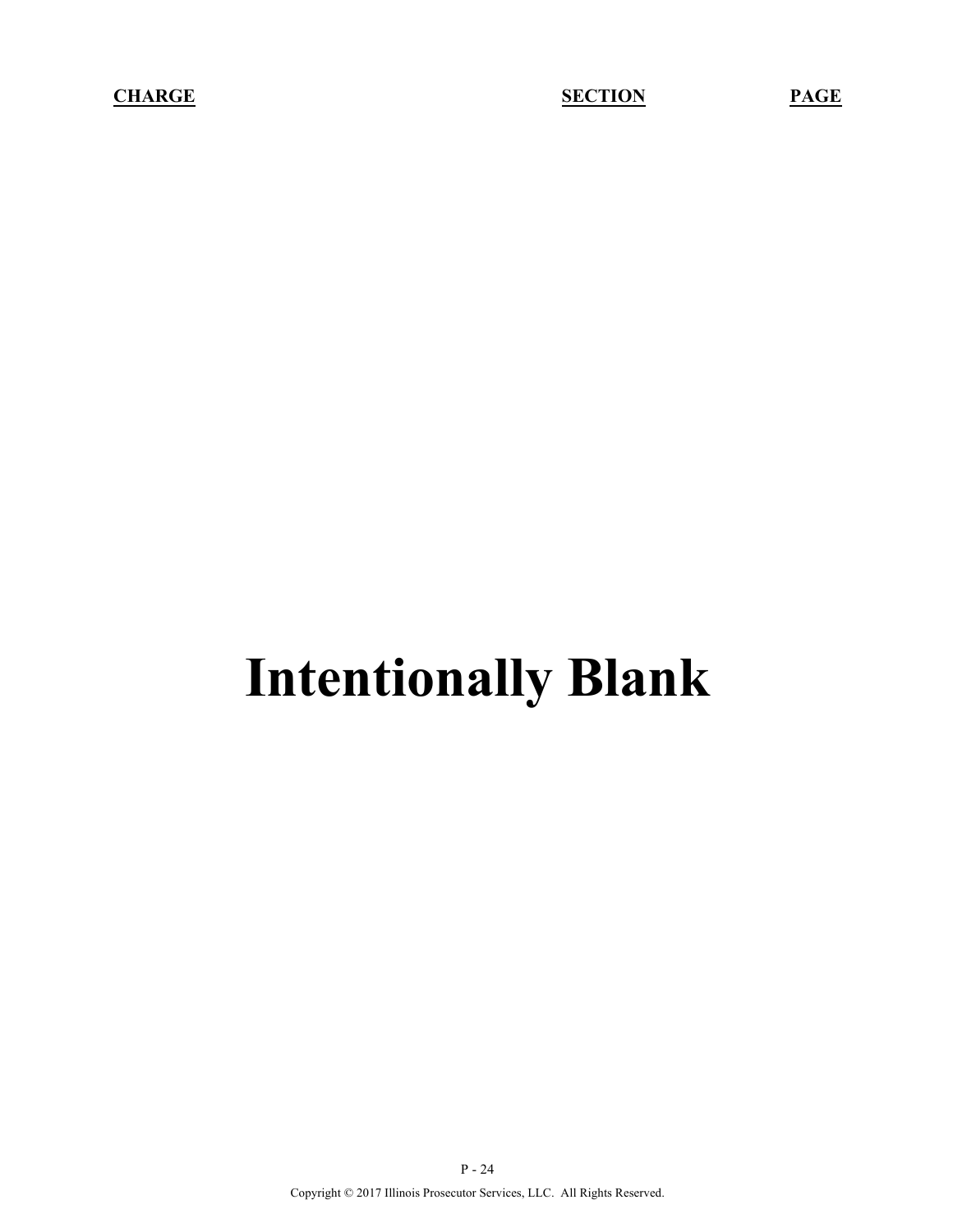| CHARGE | SECTION | PAGE |
| --- | --- | --- |

# Intentionally Blank